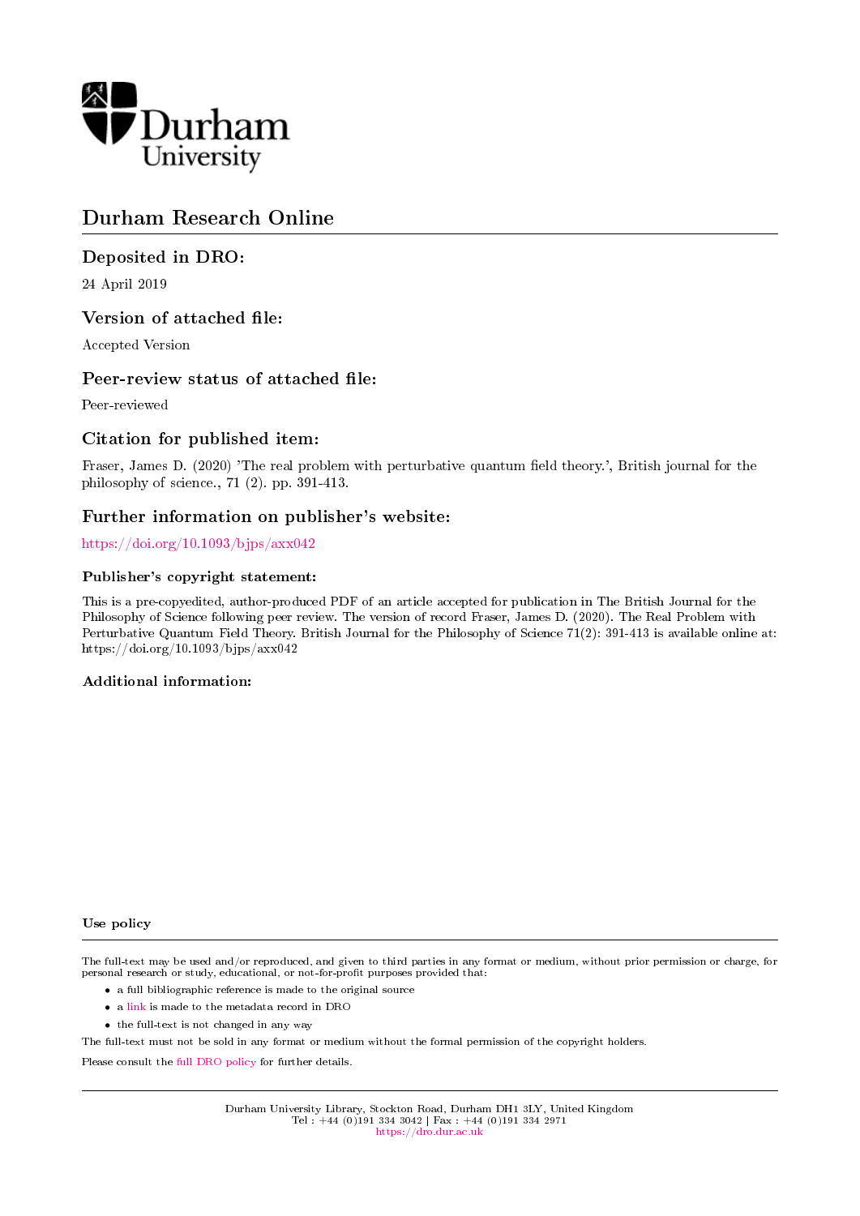Durham University

# Durham Research Online

## Deposited in DRO:

24 April 2019

## Version of attached file:

Accepted Version

## Peer-review status of attached file:

Peer-reviewed

## Citation for published item:

Fraser, James D. (2020) 'The real problem with perturbative quantum field theory.', British journal for the philosophy of science., 71 (2). pp. 391-413.

## Further information on publisher's website:

https://doi.org/10.1093/bjps/axx042

### Publisher's copyright statement:

This is a pre-copyedited, author-produced PDF of an article accepted for publication in The British Journal for the Philosophy of Science following peer review. The version of record Fraser, James D. (2020). The Real Problem with Perturbative Quantum Field Theory. British Journal for the Philosophy of Science 71(2): 391-413 is available online at: https://doi.org/10.1093/bjps/axx042

### Additional information:

### Use policy

The full-text may be used and/or reproduced, and given to third parties in any format or medium, without prior permission or charge, for personal research or study, educational, or not-for-profit purposes provided that:

- a full bibliographic reference is made to the original source
- a link is made to the metadata record in DRO
- the full-text is not changed in any way

The full-text must not be sold in any format or medium without the formal permission of the copyright holders.

Please consult the full DRO policy for further details.

Durham University Library, Stockton Road, Durham DH1 3LY, United Kingdom
Tel : +44 (0)191 334 3042 | Fax : +44 (0)191 334 2971
https://dro.dur.ac.uk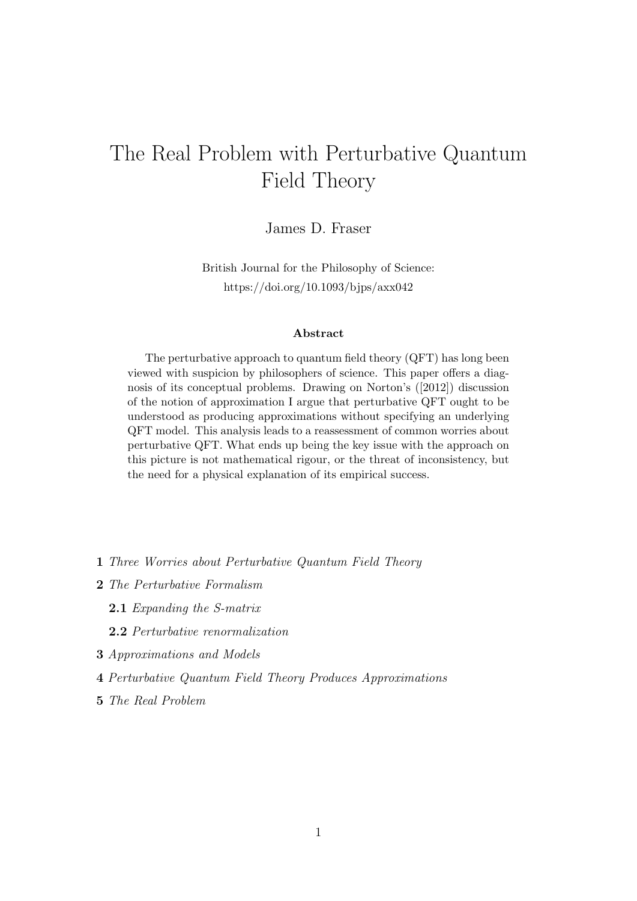# The Real Problem with Perturbative Quantum Field Theory

James D. Fraser

British Journal for the Philosophy of Science:
https://doi.org/10.1093/bjps/axx042

### Abstract

The perturbative approach to quantum field theory (QFT) has long been viewed with suspicion by philosophers of science. This paper offers a diagnosis of its conceptual problems. Drawing on Norton's ([2012]) discussion of the notion of approximation I argue that perturbative QFT ought to be understood as producing approximations without specifying an underlying QFT model. This analysis leads to a reassessment of common worries about perturbative QFT. What ends up being the key issue with the approach on this picture is not mathematical rigour, or the threat of inconsistency, but the need for a physical explanation of its empirical success.

**1** *Three Worries about Perturbative Quantum Field Theory*

**2** *The Perturbative Formalism*

 **2.1** *Expanding the S-matrix*

 **2.2** *Perturbative renormalization*

**3** *Approximations and Models*

**4** *Perturbative Quantum Field Theory Produces Approximations*

**5** *The Real Problem*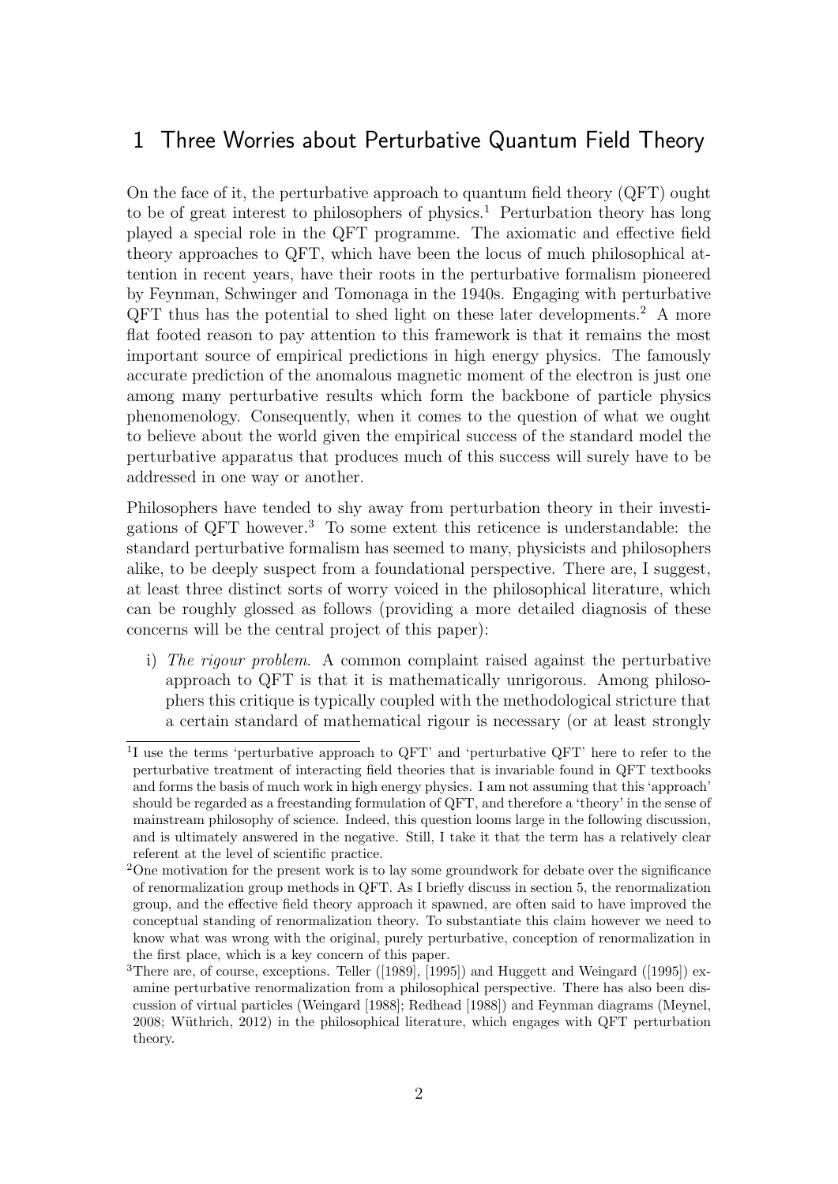## 1 Three Worries about Perturbative Quantum Field Theory

On the face of it, the perturbative approach to quantum field theory (QFT) ought to be of great interest to philosophers of physics.[1] Perturbation theory has long played a special role in the QFT programme. The axiomatic and effective field theory approaches to QFT, which have been the locus of much philosophical attention in recent years, have their roots in the perturbative formalism pioneered by Feynman, Schwinger and Tomonaga in the 1940s. Engaging with perturbative QFT thus has the potential to shed light on these later developments.[2] A more flat footed reason to pay attention to this framework is that it remains the most important source of empirical predictions in high energy physics. The famously accurate prediction of the anomalous magnetic moment of the electron is just one among many perturbative results which form the backbone of particle physics phenomenology. Consequently, when it comes to the question of what we ought to believe about the world given the empirical success of the standard model the perturbative apparatus that produces much of this success will surely have to be addressed in one way or another.

Philosophers have tended to shy away from perturbation theory in their investigations of QFT however.[3] To some extent this reticence is understandable: the standard perturbative formalism has seemed to many, physicists and philosophers alike, to be deeply suspect from a foundational perspective. There are, I suggest, at least three distinct sorts of worry voiced in the philosophical literature, which can be roughly glossed as follows (providing a more detailed diagnosis of these concerns will be the central project of this paper):

i) *The rigour problem*. A common complaint raised against the perturbative approach to QFT is that it is mathematically unrigorous. Among philosophers this critique is typically coupled with the methodological stricture that a certain standard of mathematical rigour is necessary (or at least strongly

---

[1] I use the terms 'perturbative approach to QFT' and 'perturbative QFT' here to refer to the perturbative treatment of interacting field theories that is invariable found in QFT textbooks and forms the basis of much work in high energy physics. I am not assuming that this 'approach' should be regarded as a freestanding formulation of QFT, and therefore a 'theory' in the sense of mainstream philosophy of science. Indeed, this question looms large in the following discussion, and is ultimately answered in the negative. Still, I take it that the term has a relatively clear referent at the level of scientific practice.

[2] One motivation for the present work is to lay some groundwork for debate over the significance of renormalization group methods in QFT. As I briefly discuss in section 5, the renormalization group, and the effective field theory approach it spawned, are often said to have improved the conceptual standing of renormalization theory. To substantiate this claim however we need to know what was wrong with the original, purely perturbative, conception of renormalization in the first place, which is a key concern of this paper.

[3] There are, of course, exceptions. Teller ([1989], [1995]) and Huggett and Weingard ([1995]) examine perturbative renormalization from a philosophical perspective. There has also been discussion of virtual particles (Weingard [1988]; Redhead [1988]) and Feynman diagrams (Meynel, 2008; Wüthrich, 2012) in the philosophical literature, which engages with QFT perturbation theory.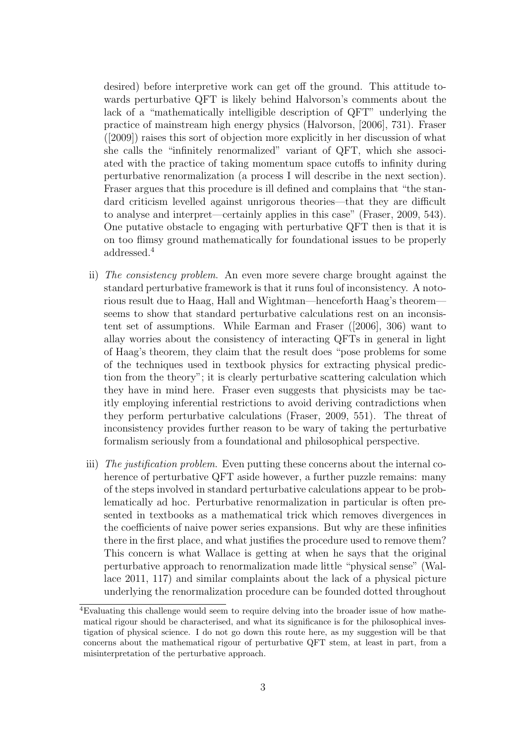desired) before interpretive work can get off the ground. This attitude towards perturbative QFT is likely behind Halvorson's comments about the lack of a "mathematically intelligible description of QFT" underlying the practice of mainstream high energy physics (Halvorson, [2006], 731). Fraser ([2009]) raises this sort of objection more explicitly in her discussion of what she calls the "infinitely renormalized" variant of QFT, which she associated with the practice of taking momentum space cutoffs to infinity during perturbative renormalization (a process I will describe in the next section). Fraser argues that this procedure is ill defined and complains that "the standard criticism levelled against unrigorous theories—that they are difficult to analyse and interpret—certainly applies in this case" (Fraser, 2009, 543). One putative obstacle to engaging with perturbative QFT then is that it is on too flimsy ground mathematically for foundational issues to be properly addressed.[4]

ii) *The consistency problem.* An even more severe charge brought against the standard perturbative framework is that it runs foul of inconsistency. A notorious result due to Haag, Hall and Wightman—henceforth Haag's theorem—seems to show that standard perturbative calculations rest on an inconsistent set of assumptions. While Earman and Fraser ([2006], 306) want to allay worries about the consistency of interacting QFTs in general in light of Haag's theorem, they claim that the result does "pose problems for some of the techniques used in textbook physics for extracting physical prediction from the theory"; it is clearly perturbative scattering calculation which they have in mind here. Fraser even suggests that physicists may be tacitly employing inferential restrictions to avoid deriving contradictions when they perform perturbative calculations (Fraser, 2009, 551). The threat of inconsistency provides further reason to be wary of taking the perturbative formalism seriously from a foundational and philosophical perspective.

iii) *The justification problem.* Even putting these concerns about the internal coherence of perturbative QFT aside however, a further puzzle remains: many of the steps involved in standard perturbative calculations appear to be problematically ad hoc. Perturbative renormalization in particular is often presented in textbooks as a mathematical trick which removes divergences in the coefficients of naive power series expansions. But why are these infinities there in the first place, and what justifies the procedure used to remove them? This concern is what Wallace is getting at when he says that the original perturbative approach to renormalization made little "physical sense" (Wallace 2011, 117) and similar complaints about the lack of a physical picture underlying the renormalization procedure can be founded dotted throughout

[4]Evaluating this challenge would seem to require delving into the broader issue of how mathematical rigour should be characterised, and what its significance is for the philosophical investigation of physical science. I do not go down this route here, as my suggestion will be that concerns about the mathematical rigour of perturbative QFT stem, at least in part, from a misinterpretation of the perturbative approach.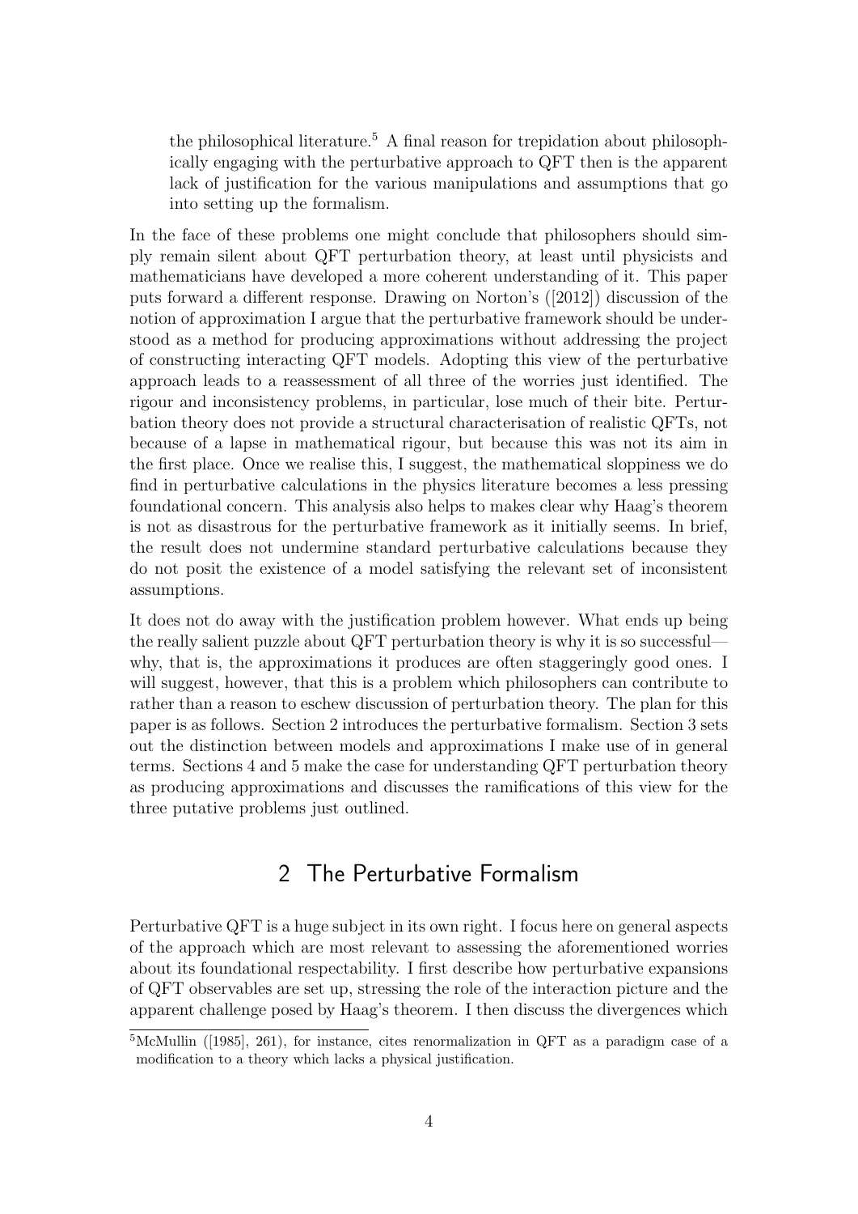the philosophical literature.[5] A final reason for trepidation about philosophically engaging with the perturbative approach to QFT then is the apparent lack of justification for the various manipulations and assumptions that go into setting up the formalism.

In the face of these problems one might conclude that philosophers should simply remain silent about QFT perturbation theory, at least until physicists and mathematicians have developed a more coherent understanding of it. This paper puts forward a different response. Drawing on Norton's ([2012]) discussion of the notion of approximation I argue that the perturbative framework should be understood as a method for producing approximations without addressing the project of constructing interacting QFT models. Adopting this view of the perturbative approach leads to a reassessment of all three of the worries just identified. The rigour and inconsistency problems, in particular, lose much of their bite. Perturbation theory does not provide a structural characterisation of realistic QFTs, not because of a lapse in mathematical rigour, but because this was not its aim in the first place. Once we realise this, I suggest, the mathematical sloppiness we do find in perturbative calculations in the physics literature becomes a less pressing foundational concern. This analysis also helps to makes clear why Haag's theorem is not as disastrous for the perturbative framework as it initially seems. In brief, the result does not undermine standard perturbative calculations because they do not posit the existence of a model satisfying the relevant set of inconsistent assumptions.

It does not do away with the justification problem however. What ends up being the really salient puzzle about QFT perturbation theory is why it is so successful—why, that is, the approximations it produces are often staggeringly good ones. I will suggest, however, that this is a problem which philosophers can contribute to rather than a reason to eschew discussion of perturbation theory. The plan for this paper is as follows. Section 2 introduces the perturbative formalism. Section 3 sets out the distinction between models and approximations I make use of in general terms. Sections 4 and 5 make the case for understanding QFT perturbation theory as producing approximations and discusses the ramifications of this view for the three putative problems just outlined.

## 2 The Perturbative Formalism

Perturbative QFT is a huge subject in its own right. I focus here on general aspects of the approach which are most relevant to assessing the aforementioned worries about its foundational respectability. I first describe how perturbative expansions of QFT observables are set up, stressing the role of the interaction picture and the apparent challenge posed by Haag's theorem. I then discuss the divergences which

[5] McMullin ([1985], 261), for instance, cites renormalization in QFT as a paradigm case of a modification to a theory which lacks a physical justification.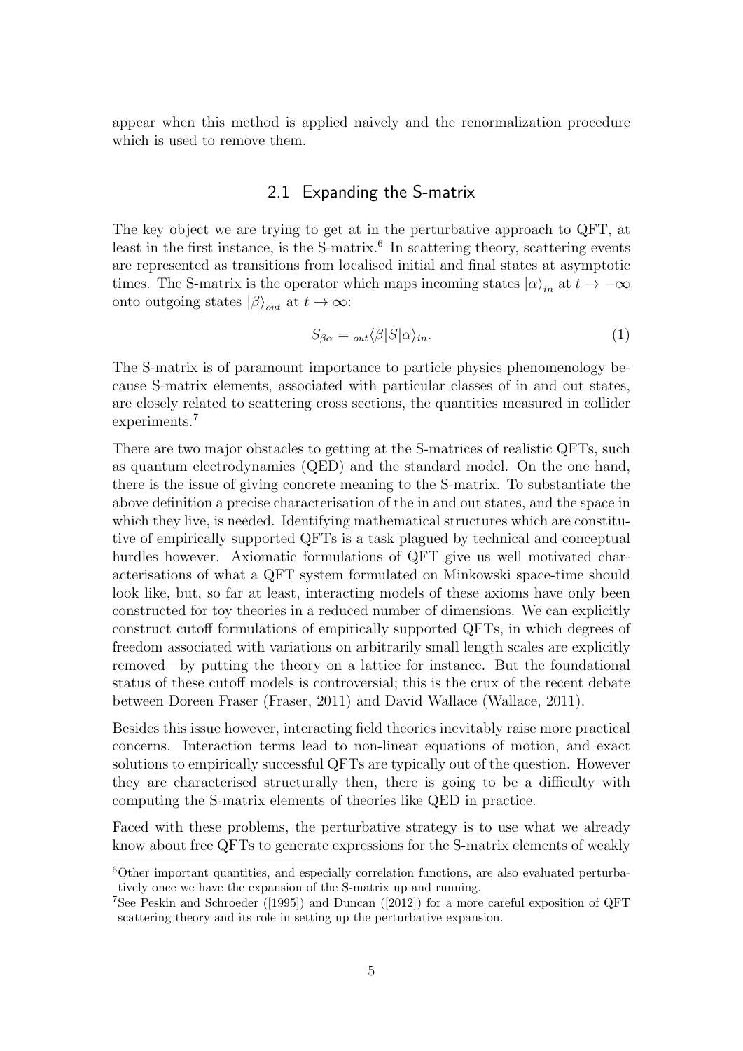appear when this method is applied naively and the renormalization procedure which is used to remove them.

## 2.1 Expanding the S-matrix

The key object we are trying to get at in the perturbative approach to QFT, at least in the first instance, is the S-matrix.[6] In scattering theory, scattering events are represented as transitions from localised initial and final states at asymptotic times. The S-matrix is the operator which maps incoming states $|\alpha\rangle_{in}$ at $t \to -\infty$ onto outgoing states $|\beta\rangle_{out}$ at $t \to \infty$:

$$S_{\beta\alpha} = {}_{out}\langle\beta|S|\alpha\rangle_{in}. \tag{1}$$

The S-matrix is of paramount importance to particle physics phenomenology because S-matrix elements, associated with particular classes of in and out states, are closely related to scattering cross sections, the quantities measured in collider experiments.[7]

There are two major obstacles to getting at the S-matrices of realistic QFTs, such as quantum electrodynamics (QED) and the standard model. On the one hand, there is the issue of giving concrete meaning to the S-matrix. To substantiate the above definition a precise characterisation of the in and out states, and the space in which they live, is needed. Identifying mathematical structures which are constitutive of empirically supported QFTs is a task plagued by technical and conceptual hurdles however. Axiomatic formulations of QFT give us well motivated characterisations of what a QFT system formulated on Minkowski space-time should look like, but, so far at least, interacting models of these axioms have only been constructed for toy theories in a reduced number of dimensions. We can explicitly construct cutoff formulations of empirically supported QFTs, in which degrees of freedom associated with variations on arbitrarily small length scales are explicitly removed—by putting the theory on a lattice for instance. But the foundational status of these cutoff models is controversial; this is the crux of the recent debate between Doreen Fraser (Fraser, 2011) and David Wallace (Wallace, 2011).

Besides this issue however, interacting field theories inevitably raise more practical concerns. Interaction terms lead to non-linear equations of motion, and exact solutions to empirically successful QFTs are typically out of the question. However they are characterised structurally then, there is going to be a difficulty with computing the S-matrix elements of theories like QED in practice.

Faced with these problems, the perturbative strategy is to use what we already know about free QFTs to generate expressions for the S-matrix elements of weakly

[6] Other important quantities, and especially correlation functions, are also evaluated perturbatively once we have the expansion of the S-matrix up and running.

[7] See Peskin and Schroeder ([1995]) and Duncan ([2012]) for a more careful exposition of QFT scattering theory and its role in setting up the perturbative expansion.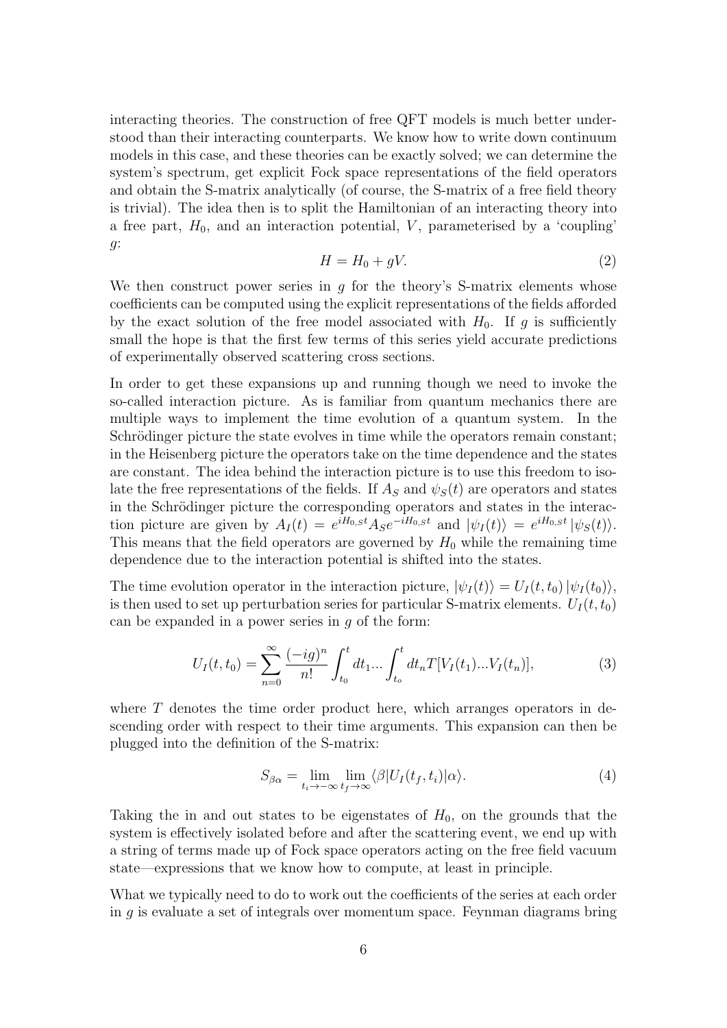interacting theories. The construction of free QFT models is much better understood than their interacting counterparts. We know how to write down continuum models in this case, and these theories can be exactly solved; we can determine the system's spectrum, get explicit Fock space representations of the field operators and obtain the S-matrix analytically (of course, the S-matrix of a free field theory is trivial). The idea then is to split the Hamiltonian of an interacting theory into a free part, $H_0$, and an interaction potential, $V$, parameterised by a 'coupling' $g$:

$$H = H_0 + gV. \tag{2}$$

We then construct power series in $g$ for the theory's S-matrix elements whose coefficients can be computed using the explicit representations of the fields afforded by the exact solution of the free model associated with $H_0$. If $g$ is sufficiently small the hope is that the first few terms of this series yield accurate predictions of experimentally observed scattering cross sections.

In order to get these expansions up and running though we need to invoke the so-called interaction picture. As is familiar from quantum mechanics there are multiple ways to implement the time evolution of a quantum system. In the Schrödinger picture the state evolves in time while the operators remain constant; in the Heisenberg picture the operators take on the time dependence and the states are constant. The idea behind the interaction picture is to use this freedom to isolate the free representations of the fields. If $A_S$ and $\psi_S(t)$ are operators and states in the Schrödinger picture the corresponding operators and states in the interaction picture are given by $A_I(t) = e^{iH_{0,S}t} A_S e^{-iH_{0,S}t}$ and $|\psi_I(t)\rangle = e^{iH_{0,S}t} |\psi_S(t)\rangle$. This means that the field operators are governed by $H_0$ while the remaining time dependence due to the interaction potential is shifted into the states.

The time evolution operator in the interaction picture, $|\psi_I(t)\rangle = U_I(t, t_0) |\psi_I(t_0)\rangle$, is then used to set up perturbation series for particular S-matrix elements. $U_I(t, t_0)$ can be expanded in a power series in $g$ of the form:

$$U_I(t, t_0) = \sum_{n=0}^{\infty} \frac{(-ig)^n}{n!} \int_{t_0}^{t} dt_1 ... \int_{t_o}^{t} dt_n T[V_I(t_1)...V_I(t_n)], \tag{3}$$

where $T$ denotes the time order product here, which arranges operators in descending order with respect to their time arguments. This expansion can then be plugged into the definition of the S-matrix:

$$S_{\beta\alpha} = \lim_{t_i \to -\infty} \lim_{t_f \to \infty} \langle \beta | U_I(t_f, t_i) | \alpha \rangle. \tag{4}$$

Taking the in and out states to be eigenstates of $H_0$, on the grounds that the system is effectively isolated before and after the scattering event, we end up with a string of terms made up of Fock space operators acting on the free field vacuum state—expressions that we know how to compute, at least in principle.

What we typically need to do to work out the coefficients of the series at each order in $g$ is evaluate a set of integrals over momentum space. Feynman diagrams bring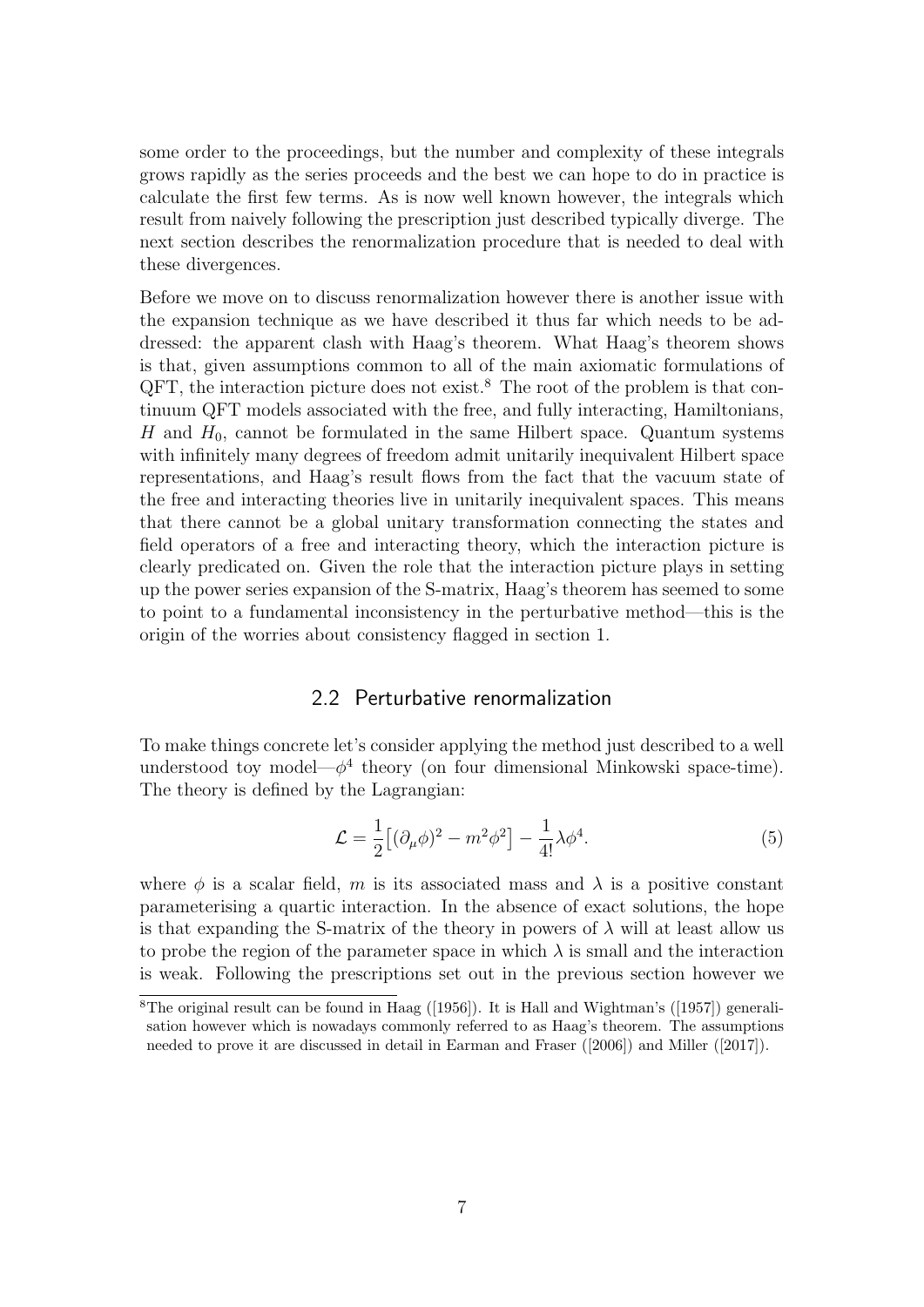some order to the proceedings, but the number and complexity of these integrals grows rapidly as the series proceeds and the best we can hope to do in practice is calculate the first few terms. As is now well known however, the integrals which result from naively following the prescription just described typically diverge. The next section describes the renormalization procedure that is needed to deal with these divergences.

Before we move on to discuss renormalization however there is another issue with the expansion technique as we have described it thus far which needs to be addressed: the apparent clash with Haag's theorem. What Haag's theorem shows is that, given assumptions common to all of the main axiomatic formulations of QFT, the interaction picture does not exist.[8] The root of the problem is that continuum QFT models associated with the free, and fully interacting, Hamiltonians, $H$ and $H_0$, cannot be formulated in the same Hilbert space. Quantum systems with infinitely many degrees of freedom admit unitarily inequivalent Hilbert space representations, and Haag's result flows from the fact that the vacuum state of the free and interacting theories live in unitarily inequivalent spaces. This means that there cannot be a global unitary transformation connecting the states and field operators of a free and interacting theory, which the interaction picture is clearly predicated on. Given the role that the interaction picture plays in setting up the power series expansion of the S-matrix, Haag's theorem has seemed to some to point to a fundamental inconsistency in the perturbative method—this is the origin of the worries about consistency flagged in section 1.

## 2.2 Perturbative renormalization

To make things concrete let's consider applying the method just described to a well understood toy model—$\phi^4$ theory (on four dimensional Minkowski space-time). The theory is defined by the Lagrangian:

$$\mathcal{L} = \frac{1}{2}\left[(\partial_\mu \phi)^2 - m^2\phi^2\right] - \frac{1}{4!}\lambda\phi^4. \tag{5}$$

where $\phi$ is a scalar field, $m$ is its associated mass and $\lambda$ is a positive constant parameterising a quartic interaction. In the absence of exact solutions, the hope is that expanding the S-matrix of the theory in powers of $\lambda$ will at least allow us to probe the region of the parameter space in which $\lambda$ is small and the interaction is weak. Following the prescriptions set out in the previous section however we

[8] The original result can be found in Haag ([1956]). It is Hall and Wightman's ([1957]) generalisation however which is nowadays commonly referred to as Haag's theorem. The assumptions needed to prove it are discussed in detail in Earman and Fraser ([2006]) and Miller ([2017]).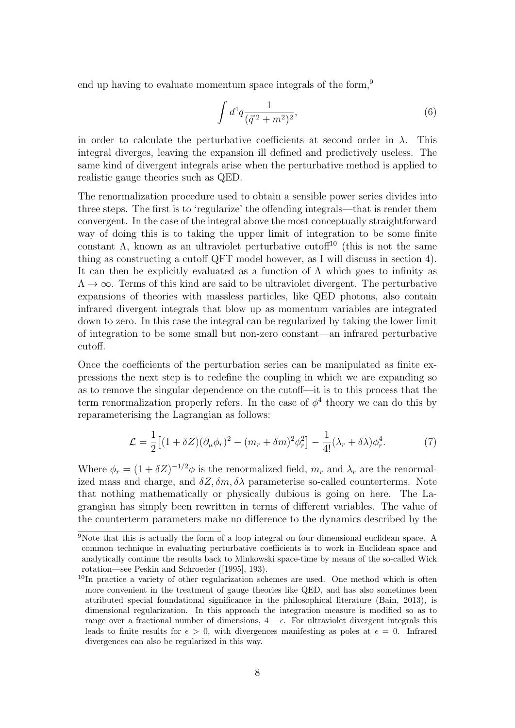end up having to evaluate momentum space integrals of the form,[9]

$$\int d^4q \frac{1}{(\vec{q}^{\,2} + m^2)^2}, \tag{6}$$

in order to calculate the perturbative coefficients at second order in $\lambda$. This integral diverges, leaving the expansion ill defined and predictively useless. The same kind of divergent integrals arise when the perturbative method is applied to realistic gauge theories such as QED.

The renormalization procedure used to obtain a sensible power series divides into three steps. The first is to 'regularize' the offending integrals—that is render them convergent. In the case of the integral above the most conceptually straightforward way of doing this is to taking the upper limit of integration to be some finite constant $\Lambda$, known as an ultraviolet perturbative cutoff[10] (this is not the same thing as constructing a cutoff QFT model however, as I will discuss in section 4). It can then be explicitly evaluated as a function of $\Lambda$ which goes to infinity as $\Lambda \to \infty$. Terms of this kind are said to be ultraviolet divergent. The perturbative expansions of theories with massless particles, like QED photons, also contain infrared divergent integrals that blow up as momentum variables are integrated down to zero. In this case the integral can be regularized by taking the lower limit of integration to be some small but non-zero constant—an infrared perturbative cutoff.

Once the coefficients of the perturbation series can be manipulated as finite expressions the next step is to redefine the coupling in which we are expanding so as to remove the singular dependence on the cutoff—it is to this process that the term renormalization properly refers. In the case of $\phi^4$ theory we can do this by reparameterising the Lagrangian as follows:

$$\mathcal{L} = \frac{1}{2}\big[(1+\delta Z)(\partial_\mu \phi_r)^2 - (m_r + \delta m)^2 \phi_r^2\big] - \frac{1}{4!}(\lambda_r + \delta\lambda)\phi_r^4. \tag{7}$$

Where $\phi_r = (1+\delta Z)^{-1/2}\phi$ is the renormalized field, $m_r$ and $\lambda_r$ are the renormalized mass and charge, and $\delta Z, \delta m, \delta\lambda$ parameterise so-called counterterms. Note that nothing mathematically or physically dubious is going on here. The Lagrangian has simply been rewritten in terms of different variables. The value of the counterterm parameters make no difference to the dynamics described by the

[9] Note that this is actually the form of a loop integral on four dimensional euclidean space. A common technique in evaluating perturbative coefficients is to work in Euclidean space and analytically continue the results back to Minkowski space-time by means of the so-called Wick rotation—see Peskin and Schroeder ([1995], 193).

[10] In practice a variety of other regularization schemes are used. One method which is often more convenient in the treatment of gauge theories like QED, and has also sometimes been attributed special foundational significance in the philosophical literature (Bain, 2013), is dimensional regularization. In this approach the integration measure is modified so as to range over a fractional number of dimensions, $4 - \epsilon$. For ultraviolet divergent integrals this leads to finite results for $\epsilon > 0$, with divergences manifesting as poles at $\epsilon = 0$. Infrared divergences can also be regularized in this way.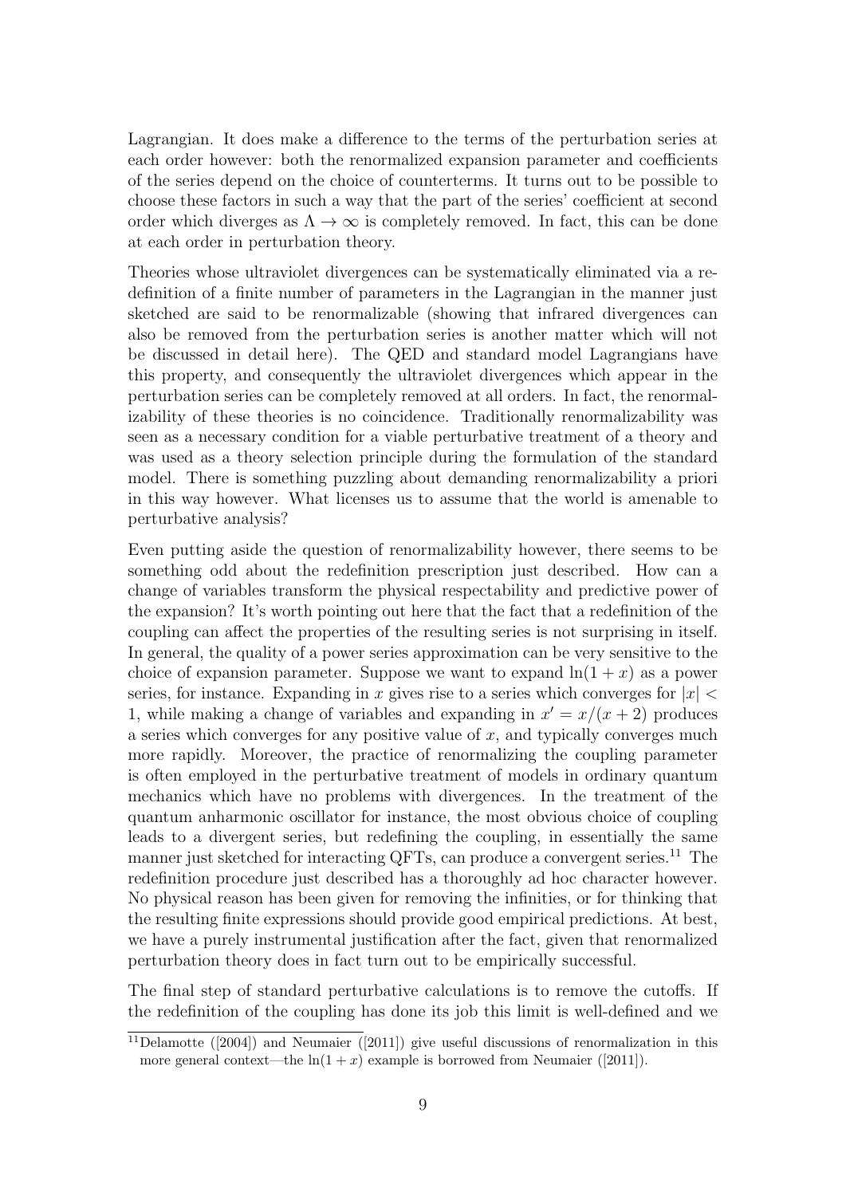Lagrangian. It does make a difference to the terms of the perturbation series at each order however: both the renormalized expansion parameter and coefficients of the series depend on the choice of counterterms. It turns out to be possible to choose these factors in such a way that the part of the series' coefficient at second order which diverges as $\Lambda \to \infty$ is completely removed. In fact, this can be done at each order in perturbation theory.

Theories whose ultraviolet divergences can be systematically eliminated via a redefinition of a finite number of parameters in the Lagrangian in the manner just sketched are said to be renormalizable (showing that infrared divergences can also be removed from the perturbation series is another matter which will not be discussed in detail here). The QED and standard model Lagrangians have this property, and consequently the ultraviolet divergences which appear in the perturbation series can be completely removed at all orders. In fact, the renormalizability of these theories is no coincidence. Traditionally renormalizability was seen as a necessary condition for a viable perturbative treatment of a theory and was used as a theory selection principle during the formulation of the standard model. There is something puzzling about demanding renormalizability a priori in this way however. What licenses us to assume that the world is amenable to perturbative analysis?

Even putting aside the question of renormalizability however, there seems to be something odd about the redefinition prescription just described. How can a change of variables transform the physical respectability and predictive power of the expansion? It's worth pointing out here that the fact that a redefinition of the coupling can affect the properties of the resulting series is not surprising in itself. In general, the quality of a power series approximation can be very sensitive to the choice of expansion parameter. Suppose we want to expand $\ln(1 + x)$ as a power series, for instance. Expanding in $x$ gives rise to a series which converges for $|x| < 1$, while making a change of variables and expanding in $x' = x/(x + 2)$ produces a series which converges for any positive value of $x$, and typically converges much more rapidly. Moreover, the practice of renormalizing the coupling parameter is often employed in the perturbative treatment of models in ordinary quantum mechanics which have no problems with divergences. In the treatment of the quantum anharmonic oscillator for instance, the most obvious choice of coupling leads to a divergent series, but redefining the coupling, in essentially the same manner just sketched for interacting QFTs, can produce a convergent series.[11] The redefinition procedure just described has a thoroughly ad hoc character however. No physical reason has been given for removing the infinities, or for thinking that the resulting finite expressions should provide good empirical predictions. At best, we have a purely instrumental justification after the fact, given that renormalized perturbation theory does in fact turn out to be empirically successful.

The final step of standard perturbative calculations is to remove the cutoffs. If the redefinition of the coupling has done its job this limit is well-defined and we

[11] Delamotte ([2004]) and Neumaier ([2011]) give useful discussions of renormalization in this more general context—the $\ln(1 + x)$ example is borrowed from Neumaier ([2011]).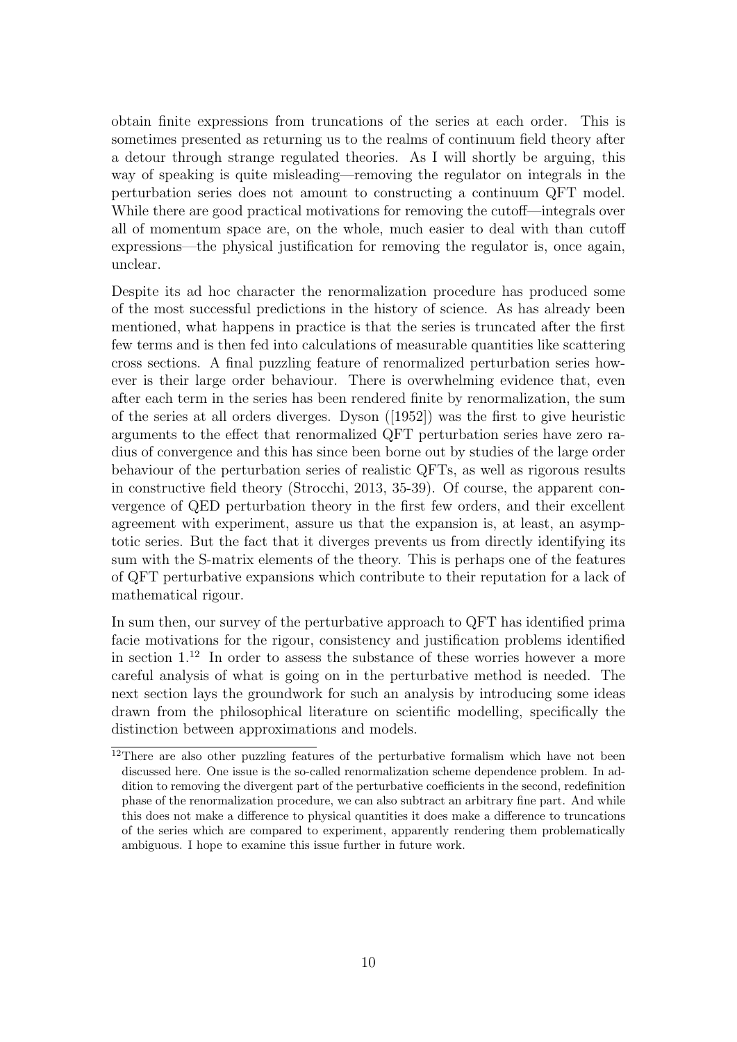obtain finite expressions from truncations of the series at each order. This is sometimes presented as returning us to the realms of continuum field theory after a detour through strange regulated theories. As I will shortly be arguing, this way of speaking is quite misleading—removing the regulator on integrals in the perturbation series does not amount to constructing a continuum QFT model. While there are good practical motivations for removing the cutoff—integrals over all of momentum space are, on the whole, much easier to deal with than cutoff expressions—the physical justification for removing the regulator is, once again, unclear.

Despite its ad hoc character the renormalization procedure has produced some of the most successful predictions in the history of science. As has already been mentioned, what happens in practice is that the series is truncated after the first few terms and is then fed into calculations of measurable quantities like scattering cross sections. A final puzzling feature of renormalized perturbation series however is their large order behaviour. There is overwhelming evidence that, even after each term in the series has been rendered finite by renormalization, the sum of the series at all orders diverges. Dyson ([1952]) was the first to give heuristic arguments to the effect that renormalized QFT perturbation series have zero radius of convergence and this has since been borne out by studies of the large order behaviour of the perturbation series of realistic QFTs, as well as rigorous results in constructive field theory (Strocchi, 2013, 35-39). Of course, the apparent convergence of QED perturbation theory in the first few orders, and their excellent agreement with experiment, assure us that the expansion is, at least, an asymptotic series. But the fact that it diverges prevents us from directly identifying its sum with the S-matrix elements of the theory. This is perhaps one of the features of QFT perturbative expansions which contribute to their reputation for a lack of mathematical rigour.

In sum then, our survey of the perturbative approach to QFT has identified prima facie motivations for the rigour, consistency and justification problems identified in section 1.[12] In order to assess the substance of these worries however a more careful analysis of what is going on in the perturbative method is needed. The next section lays the groundwork for such an analysis by introducing some ideas drawn from the philosophical literature on scientific modelling, specifically the distinction between approximations and models.

[12] There are also other puzzling features of the perturbative formalism which have not been discussed here. One issue is the so-called renormalization scheme dependence problem. In addition to removing the divergent part of the perturbative coefficients in the second, redefinition phase of the renormalization procedure, we can also subtract an arbitrary fine part. And while this does not make a difference to physical quantities it does make a difference to truncations of the series which are compared to experiment, apparently rendering them problematically ambiguous. I hope to examine this issue further in future work.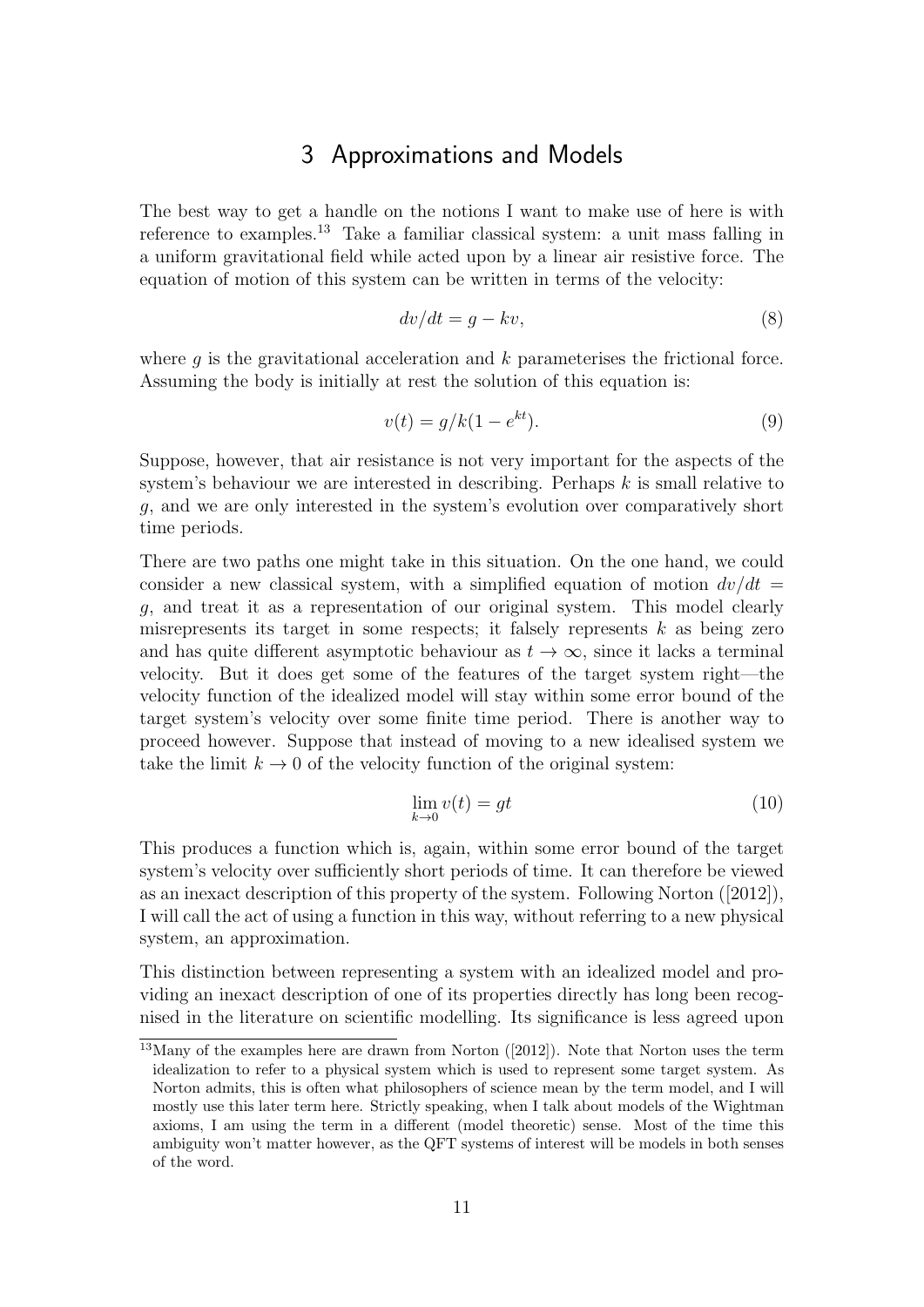# 3 Approximations and Models

The best way to get a handle on the notions I want to make use of here is with reference to examples.[13] Take a familiar classical system: a unit mass falling in a uniform gravitational field while acted upon by a linear air resistive force. The equation of motion of this system can be written in terms of the velocity:

$$dv/dt = g - kv, \tag{8}$$

where $g$ is the gravitational acceleration and $k$ parameterises the frictional force. Assuming the body is initially at rest the solution of this equation is:

$$v(t) = g/k(1 - e^{kt}). \tag{9}$$

Suppose, however, that air resistance is not very important for the aspects of the system's behaviour we are interested in describing. Perhaps $k$ is small relative to $g$, and we are only interested in the system's evolution over comparatively short time periods.

There are two paths one might take in this situation. On the one hand, we could consider a new classical system, with a simplified equation of motion $dv/dt = g$, and treat it as a representation of our original system. This model clearly misrepresents its target in some respects; it falsely represents $k$ as being zero and has quite different asymptotic behaviour as $t \to \infty$, since it lacks a terminal velocity. But it does get some of the features of the target system right—the velocity function of the idealized model will stay within some error bound of the target system's velocity over some finite time period. There is another way to proceed however. Suppose that instead of moving to a new idealised system we take the limit $k \to 0$ of the velocity function of the original system:

$$\lim_{k \to 0} v(t) = gt \tag{10}$$

This produces a function which is, again, within some error bound of the target system's velocity over sufficiently short periods of time. It can therefore be viewed as an inexact description of this property of the system. Following Norton ([2012]), I will call the act of using a function in this way, without referring to a new physical system, an approximation.

This distinction between representing a system with an idealized model and providing an inexact description of one of its properties directly has long been recognised in the literature on scientific modelling. Its significance is less agreed upon

[13] Many of the examples here are drawn from Norton ([2012]). Note that Norton uses the term idealization to refer to a physical system which is used to represent some target system. As Norton admits, this is often what philosophers of science mean by the term model, and I will mostly use this later term here. Strictly speaking, when I talk about models of the Wightman axioms, I am using the term in a different (model theoretic) sense. Most of the time this ambiguity won't matter however, as the QFT systems of interest will be models in both senses of the word.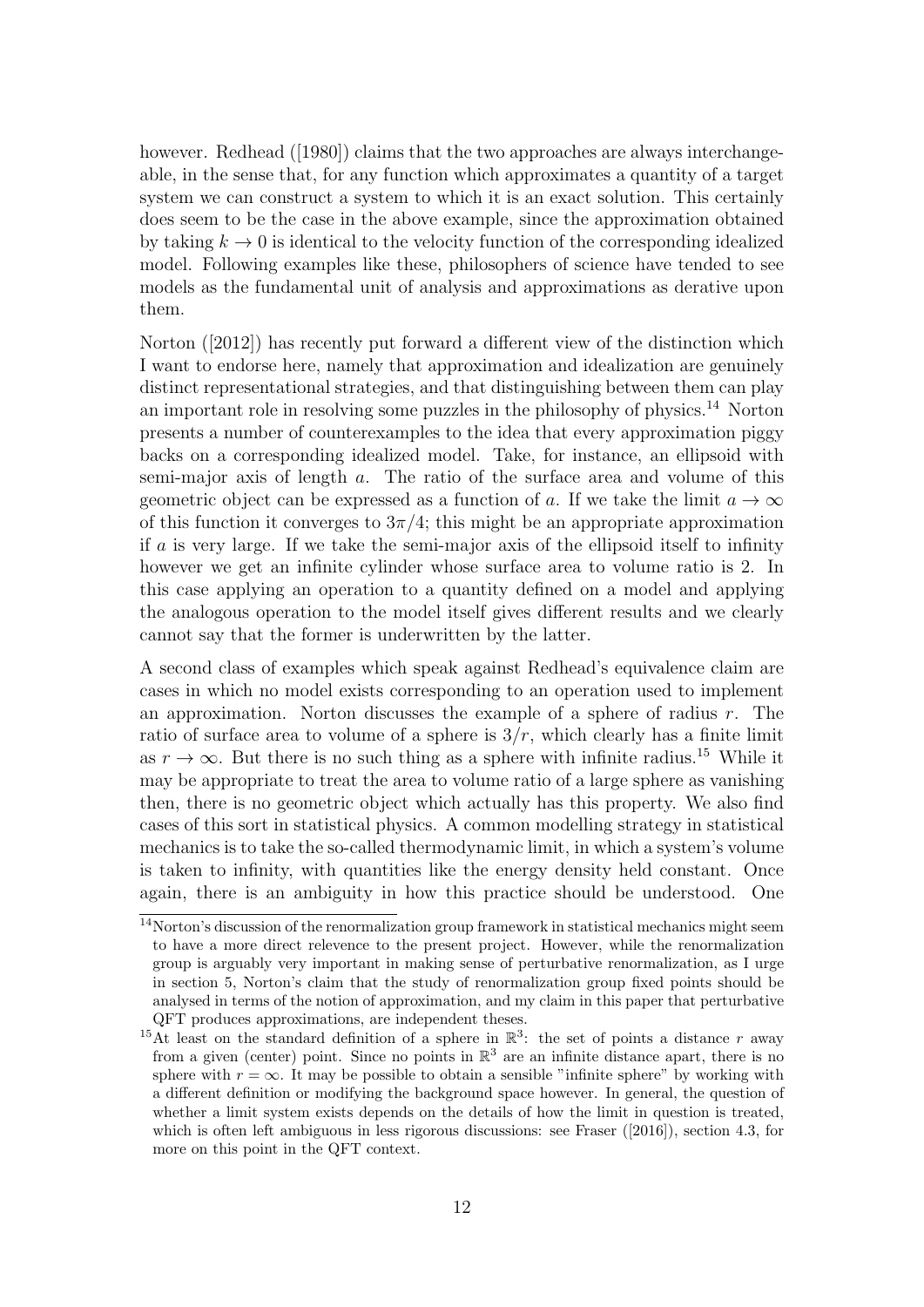however. Redhead ([1980]) claims that the two approaches are always interchangeable, in the sense that, for any function which approximates a quantity of a target system we can construct a system to which it is an exact solution. This certainly does seem to be the case in the above example, since the approximation obtained by taking $k \to 0$ is identical to the velocity function of the corresponding idealized model. Following examples like these, philosophers of science have tended to see models as the fundamental unit of analysis and approximations as derative upon them.

Norton ([2012]) has recently put forward a different view of the distinction which I want to endorse here, namely that approximation and idealization are genuinely distinct representational strategies, and that distinguishing between them can play an important role in resolving some puzzles in the philosophy of physics.[14] Norton presents a number of counterexamples to the idea that every approximation piggy backs on a corresponding idealized model. Take, for instance, an ellipsoid with semi-major axis of length $a$. The ratio of the surface area and volume of this geometric object can be expressed as a function of $a$. If we take the limit $a \to \infty$ of this function it converges to $3\pi/4$; this might be an appropriate approximation if $a$ is very large. If we take the semi-major axis of the ellipsoid itself to infinity however we get an infinite cylinder whose surface area to volume ratio is 2. In this case applying an operation to a quantity defined on a model and applying the analogous operation to the model itself gives different results and we clearly cannot say that the former is underwritten by the latter.

A second class of examples which speak against Redhead's equivalence claim are cases in which no model exists corresponding to an operation used to implement an approximation. Norton discusses the example of a sphere of radius $r$. The ratio of surface area to volume of a sphere is $3/r$, which clearly has a finite limit as $r \to \infty$. But there is no such thing as a sphere with infinite radius.[15] While it may be appropriate to treat the area to volume ratio of a large sphere as vanishing then, there is no geometric object which actually has this property. We also find cases of this sort in statistical physics. A common modelling strategy in statistical mechanics is to take the so-called thermodynamic limit, in which a system's volume is taken to infinity, with quantities like the energy density held constant. Once again, there is an ambiguity in how this practice should be understood. One

---

[14] Norton's discussion of the renormalization group framework in statistical mechanics might seem to have a more direct relevence to the present project. However, while the renormalization group is arguably very important in making sense of perturbative renormalization, as I urge in section 5, Norton's claim that the study of renormalization group fixed points should be analysed in terms of the notion of approximation, and my claim in this paper that perturbative QFT produces approximations, are independent theses.

[15] At least on the standard definition of a sphere in $\mathbb{R}^3$: the set of points a distance $r$ away from a given (center) point. Since no points in $\mathbb{R}^3$ are an infinite distance apart, there is no sphere with $r = \infty$. It may be possible to obtain a sensible "infinite sphere" by working with a different definition or modifying the background space however. In general, the question of whether a limit system exists depends on the details of how the limit in question is treated, which is often left ambiguous in less rigorous discussions: see Fraser ([2016]), section 4.3, for more on this point in the QFT context.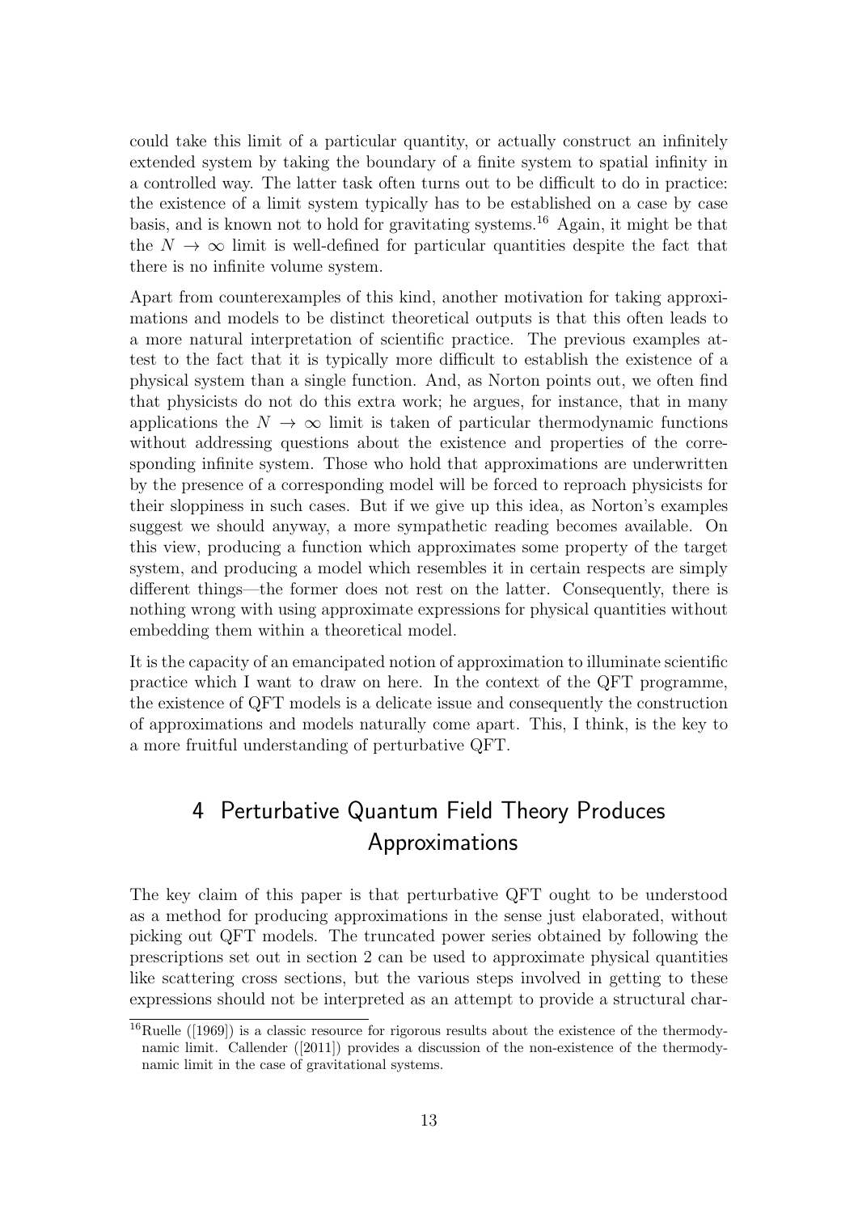could take this limit of a particular quantity, or actually construct an infinitely extended system by taking the boundary of a finite system to spatial infinity in a controlled way. The latter task often turns out to be difficult to do in practice: the existence of a limit system typically has to be established on a case by case basis, and is known not to hold for gravitating systems.[16] Again, it might be that the $N \to \infty$ limit is well-defined for particular quantities despite the fact that there is no infinite volume system.

Apart from counterexamples of this kind, another motivation for taking approximations and models to be distinct theoretical outputs is that this often leads to a more natural interpretation of scientific practice. The previous examples attest to the fact that it is typically more difficult to establish the existence of a physical system than a single function. And, as Norton points out, we often find that physicists do not do this extra work; he argues, for instance, that in many applications the $N \to \infty$ limit is taken of particular thermodynamic functions without addressing questions about the existence and properties of the corresponding infinite system. Those who hold that approximations are underwritten by the presence of a corresponding model will be forced to reproach physicists for their sloppiness in such cases. But if we give up this idea, as Norton's examples suggest we should anyway, a more sympathetic reading becomes available. On this view, producing a function which approximates some property of the target system, and producing a model which resembles it in certain respects are simply different things—the former does not rest on the latter. Consequently, there is nothing wrong with using approximate expressions for physical quantities without embedding them within a theoretical model.

It is the capacity of an emancipated notion of approximation to illuminate scientific practice which I want to draw on here. In the context of the QFT programme, the existence of QFT models is a delicate issue and consequently the construction of approximations and models naturally come apart. This, I think, is the key to a more fruitful understanding of perturbative QFT.

## 4 Perturbative Quantum Field Theory Produces Approximations

The key claim of this paper is that perturbative QFT ought to be understood as a method for producing approximations in the sense just elaborated, without picking out QFT models. The truncated power series obtained by following the prescriptions set out in section 2 can be used to approximate physical quantities like scattering cross sections, but the various steps involved in getting to these expressions should not be interpreted as an attempt to provide a structural char-

[16] Ruelle ([1969]) is a classic resource for rigorous results about the existence of the thermodynamic limit. Callender ([2011]) provides a discussion of the non-existence of the thermodynamic limit in the case of gravitational systems.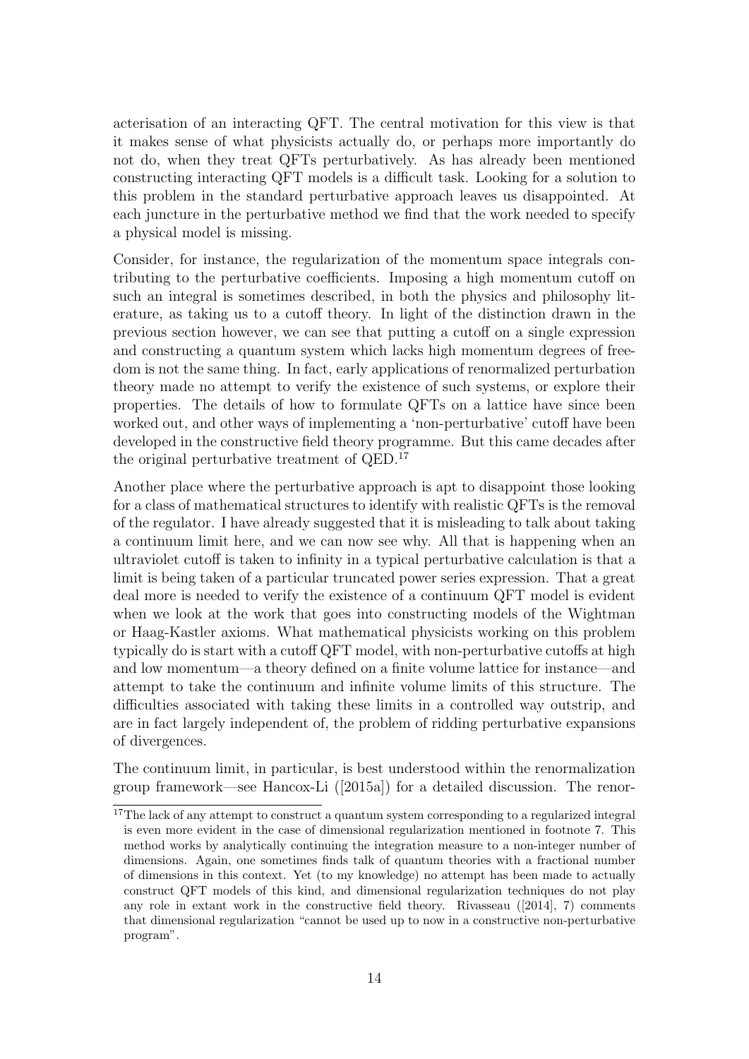acterisation of an interacting QFT. The central motivation for this view is that it makes sense of what physicists actually do, or perhaps more importantly do not do, when they treat QFTs perturbatively. As has already been mentioned constructing interacting QFT models is a difficult task. Looking for a solution to this problem in the standard perturbative approach leaves us disappointed. At each juncture in the perturbative method we find that the work needed to specify a physical model is missing.

Consider, for instance, the regularization of the momentum space integrals contributing to the perturbative coefficients. Imposing a high momentum cutoff on such an integral is sometimes described, in both the physics and philosophy literature, as taking us to a cutoff theory. In light of the distinction drawn in the previous section however, we can see that putting a cutoff on a single expression and constructing a quantum system which lacks high momentum degrees of freedom is not the same thing. In fact, early applications of renormalized perturbation theory made no attempt to verify the existence of such systems, or explore their properties. The details of how to formulate QFTs on a lattice have since been worked out, and other ways of implementing a 'non-perturbative' cutoff have been developed in the constructive field theory programme. But this came decades after the original perturbative treatment of QED.[17]

Another place where the perturbative approach is apt to disappoint those looking for a class of mathematical structures to identify with realistic QFTs is the removal of the regulator. I have already suggested that it is misleading to talk about taking a continuum limit here, and we can now see why. All that is happening when an ultraviolet cutoff is taken to infinity in a typical perturbative calculation is that a limit is being taken of a particular truncated power series expression. That a great deal more is needed to verify the existence of a continuum QFT model is evident when we look at the work that goes into constructing models of the Wightman or Haag-Kastler axioms. What mathematical physicists working on this problem typically do is start with a cutoff QFT model, with non-perturbative cutoffs at high and low momentum—a theory defined on a finite volume lattice for instance—and attempt to take the continuum and infinite volume limits of this structure. The difficulties associated with taking these limits in a controlled way outstrip, and are in fact largely independent of, the problem of ridding perturbative expansions of divergences.

The continuum limit, in particular, is best understood within the renormalization group framework—see Hancox-Li ([2015a]) for a detailed discussion. The renor-

[17]The lack of any attempt to construct a quantum system corresponding to a regularized integral is even more evident in the case of dimensional regularization mentioned in footnote 7. This method works by analytically continuing the integration measure to a non-integer number of dimensions. Again, one sometimes finds talk of quantum theories with a fractional number of dimensions in this context. Yet (to my knowledge) no attempt has been made to actually construct QFT models of this kind, and dimensional regularization techniques do not play any role in extant work in the constructive field theory. Rivasseau ([2014], 7) comments that dimensional regularization "cannot be used up to now in a constructive non-perturbative program".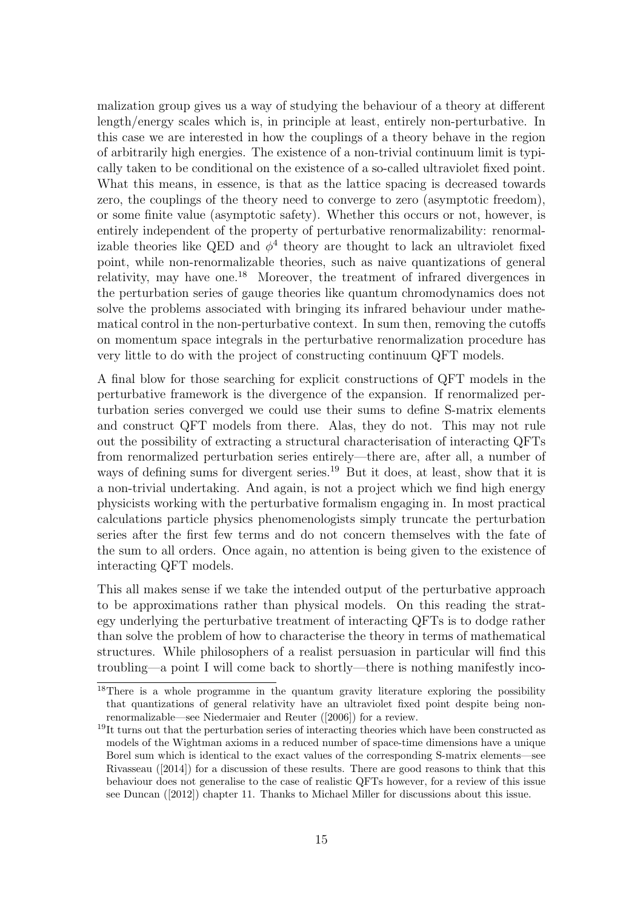malization group gives us a way of studying the behaviour of a theory at different length/energy scales which is, in principle at least, entirely non-perturbative. In this case we are interested in how the couplings of a theory behave in the region of arbitrarily high energies. The existence of a non-trivial continuum limit is typically taken to be conditional on the existence of a so-called ultraviolet fixed point. What this means, in essence, is that as the lattice spacing is decreased towards zero, the couplings of the theory need to converge to zero (asymptotic freedom), or some finite value (asymptotic safety). Whether this occurs or not, however, is entirely independent of the property of perturbative renormalizability: renormalizable theories like QED and $\phi^4$ theory are thought to lack an ultraviolet fixed point, while non-renormalizable theories, such as naive quantizations of general relativity, may have one.[18] Moreover, the treatment of infrared divergences in the perturbation series of gauge theories like quantum chromodynamics does not solve the problems associated with bringing its infrared behaviour under mathematical control in the non-perturbative context. In sum then, removing the cutoffs on momentum space integrals in the perturbative renormalization procedure has very little to do with the project of constructing continuum QFT models.

A final blow for those searching for explicit constructions of QFT models in the perturbative framework is the divergence of the expansion. If renormalized perturbation series converged we could use their sums to define S-matrix elements and construct QFT models from there. Alas, they do not. This may not rule out the possibility of extracting a structural characterisation of interacting QFTs from renormalized perturbation series entirely—there are, after all, a number of ways of defining sums for divergent series.[19] But it does, at least, show that it is a non-trivial undertaking. And again, is not a project which we find high energy physicists working with the perturbative formalism engaging in. In most practical calculations particle physics phenomenologists simply truncate the perturbation series after the first few terms and do not concern themselves with the fate of the sum to all orders. Once again, no attention is being given to the existence of interacting QFT models.

This all makes sense if we take the intended output of the perturbative approach to be approximations rather than physical models. On this reading the strategy underlying the perturbative treatment of interacting QFTs is to dodge rather than solve the problem of how to characterise the theory in terms of mathematical structures. While philosophers of a realist persuasion in particular will find this troubling—a point I will come back to shortly—there is nothing manifestly inco-

[18]There is a whole programme in the quantum gravity literature exploring the possibility that quantizations of general relativity have an ultraviolet fixed point despite being non-renormalizable—see Niedermaier and Reuter ([2006]) for a review.

[19]It turns out that the perturbation series of interacting theories which have been constructed as models of the Wightman axioms in a reduced number of space-time dimensions have a unique Borel sum which is identical to the exact values of the corresponding S-matrix elements—see Rivasseau ([2014]) for a discussion of these results. There are good reasons to think that this behaviour does not generalise to the case of realistic QFTs however, for a review of this issue see Duncan ([2012]) chapter 11. Thanks to Michael Miller for discussions about this issue.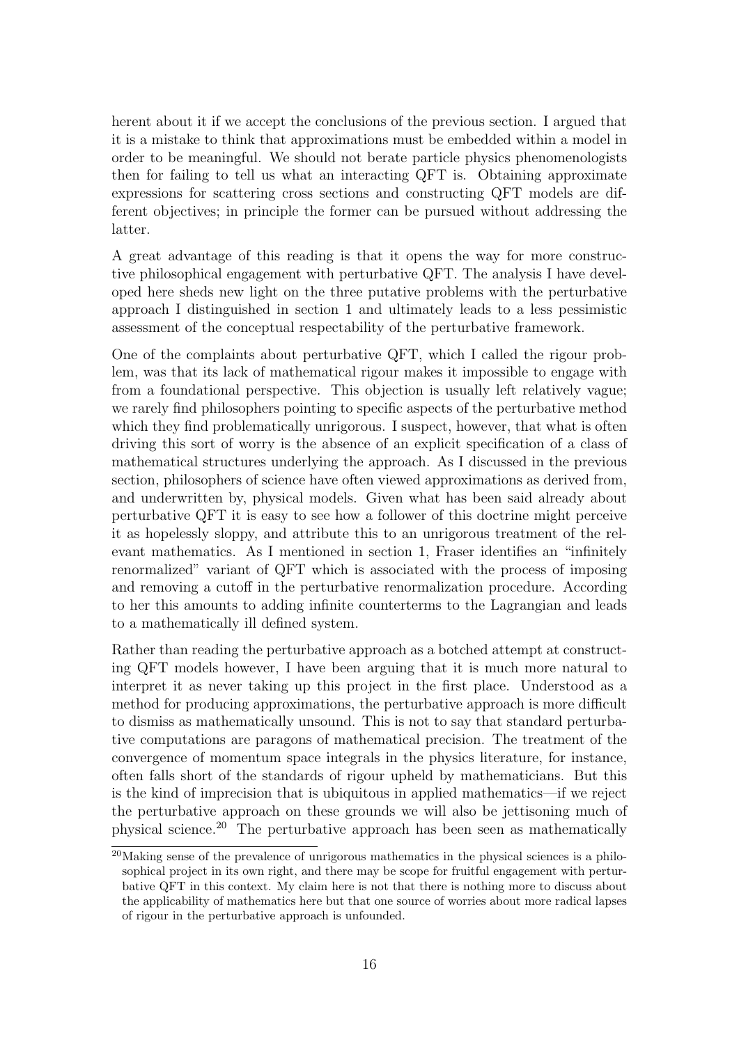herent about it if we accept the conclusions of the previous section. I argued that it is a mistake to think that approximations must be embedded within a model in order to be meaningful. We should not berate particle physics phenomenologists then for failing to tell us what an interacting QFT is. Obtaining approximate expressions for scattering cross sections and constructing QFT models are different objectives; in principle the former can be pursued without addressing the latter.

A great advantage of this reading is that it opens the way for more constructive philosophical engagement with perturbative QFT. The analysis I have developed here sheds new light on the three putative problems with the perturbative approach I distinguished in section 1 and ultimately leads to a less pessimistic assessment of the conceptual respectability of the perturbative framework.

One of the complaints about perturbative QFT, which I called the rigour problem, was that its lack of mathematical rigour makes it impossible to engage with from a foundational perspective. This objection is usually left relatively vague; we rarely find philosophers pointing to specific aspects of the perturbative method which they find problematically unrigorous. I suspect, however, that what is often driving this sort of worry is the absence of an explicit specification of a class of mathematical structures underlying the approach. As I discussed in the previous section, philosophers of science have often viewed approximations as derived from, and underwritten by, physical models. Given what has been said already about perturbative QFT it is easy to see how a follower of this doctrine might perceive it as hopelessly sloppy, and attribute this to an unrigorous treatment of the relevant mathematics. As I mentioned in section 1, Fraser identifies an "infinitely renormalized" variant of QFT which is associated with the process of imposing and removing a cutoff in the perturbative renormalization procedure. According to her this amounts to adding infinite counterterms to the Lagrangian and leads to a mathematically ill defined system.

Rather than reading the perturbative approach as a botched attempt at constructing QFT models however, I have been arguing that it is much more natural to interpret it as never taking up this project in the first place. Understood as a method for producing approximations, the perturbative approach is more difficult to dismiss as mathematically unsound. This is not to say that standard perturbative computations are paragons of mathematical precision. The treatment of the convergence of momentum space integrals in the physics literature, for instance, often falls short of the standards of rigour upheld by mathematicians. But this is the kind of imprecision that is ubiquitous in applied mathematics—if we reject the perturbative approach on these grounds we will also be jettisoning much of physical science.[20] The perturbative approach has been seen as mathematically

[20]Making sense of the prevalence of unrigorous mathematics in the physical sciences is a philosophical project in its own right, and there may be scope for fruitful engagement with perturbative QFT in this context. My claim here is not that there is nothing more to discuss about the applicability of mathematics here but that one source of worries about more radical lapses of rigour in the perturbative approach is unfounded.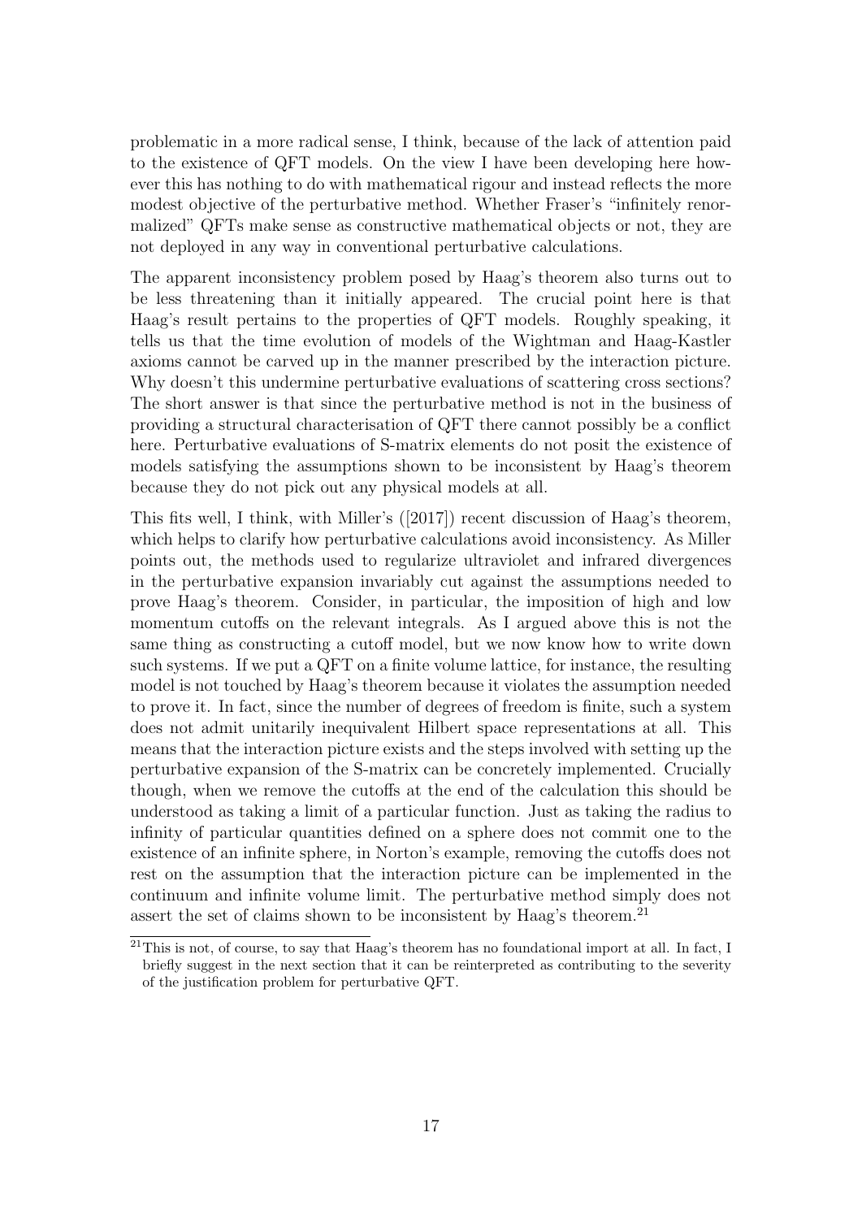problematic in a more radical sense, I think, because of the lack of attention paid to the existence of QFT models. On the view I have been developing here however this has nothing to do with mathematical rigour and instead reflects the more modest objective of the perturbative method. Whether Fraser's "infinitely renormalized" QFTs make sense as constructive mathematical objects or not, they are not deployed in any way in conventional perturbative calculations.

The apparent inconsistency problem posed by Haag's theorem also turns out to be less threatening than it initially appeared. The crucial point here is that Haag's result pertains to the properties of QFT models. Roughly speaking, it tells us that the time evolution of models of the Wightman and Haag-Kastler axioms cannot be carved up in the manner prescribed by the interaction picture. Why doesn't this undermine perturbative evaluations of scattering cross sections? The short answer is that since the perturbative method is not in the business of providing a structural characterisation of QFT there cannot possibly be a conflict here. Perturbative evaluations of S-matrix elements do not posit the existence of models satisfying the assumptions shown to be inconsistent by Haag's theorem because they do not pick out any physical models at all.

This fits well, I think, with Miller's ([2017]) recent discussion of Haag's theorem, which helps to clarify how perturbative calculations avoid inconsistency. As Miller points out, the methods used to regularize ultraviolet and infrared divergences in the perturbative expansion invariably cut against the assumptions needed to prove Haag's theorem. Consider, in particular, the imposition of high and low momentum cutoffs on the relevant integrals. As I argued above this is not the same thing as constructing a cutoff model, but we now know how to write down such systems. If we put a QFT on a finite volume lattice, for instance, the resulting model is not touched by Haag's theorem because it violates the assumption needed to prove it. In fact, since the number of degrees of freedom is finite, such a system does not admit unitarily inequivalent Hilbert space representations at all. This means that the interaction picture exists and the steps involved with setting up the perturbative expansion of the S-matrix can be concretely implemented. Crucially though, when we remove the cutoffs at the end of the calculation this should be understood as taking a limit of a particular function. Just as taking the radius to infinity of particular quantities defined on a sphere does not commit one to the existence of an infinite sphere, in Norton's example, removing the cutoffs does not rest on the assumption that the interaction picture can be implemented in the continuum and infinite volume limit. The perturbative method simply does not assert the set of claims shown to be inconsistent by Haag's theorem.[21]

[21] This is not, of course, to say that Haag's theorem has no foundational import at all. In fact, I briefly suggest in the next section that it can be reinterpreted as contributing to the severity of the justification problem for perturbative QFT.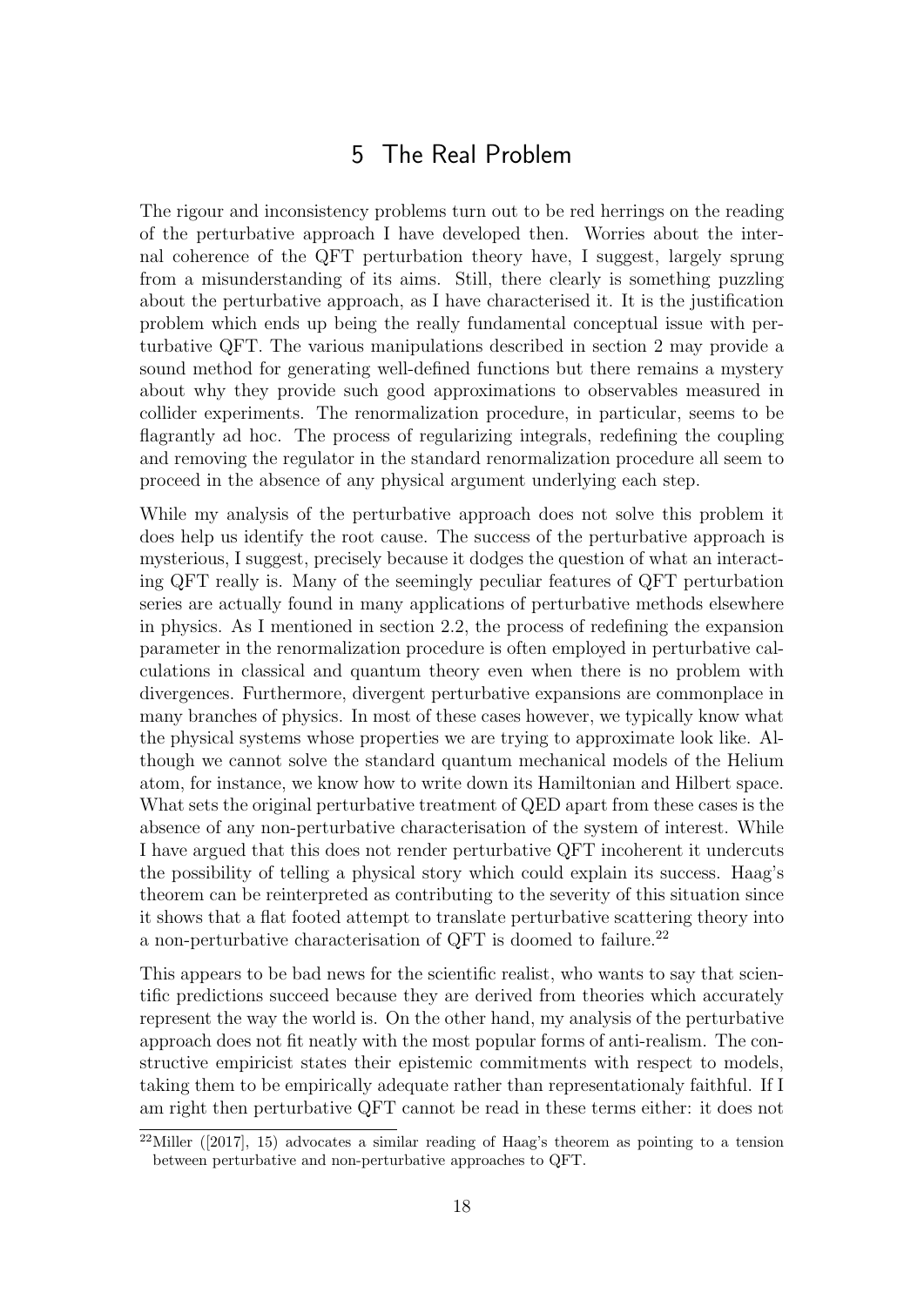## 5 The Real Problem

The rigour and inconsistency problems turn out to be red herrings on the reading of the perturbative approach I have developed then. Worries about the internal coherence of the QFT perturbation theory have, I suggest, largely sprung from a misunderstanding of its aims. Still, there clearly is something puzzling about the perturbative approach, as I have characterised it. It is the justification problem which ends up being the really fundamental conceptual issue with perturbative QFT. The various manipulations described in section 2 may provide a sound method for generating well-defined functions but there remains a mystery about why they provide such good approximations to observables measured in collider experiments. The renormalization procedure, in particular, seems to be flagrantly ad hoc. The process of regularizing integrals, redefining the coupling and removing the regulator in the standard renormalization procedure all seem to proceed in the absence of any physical argument underlying each step.

While my analysis of the perturbative approach does not solve this problem it does help us identify the root cause. The success of the perturbative approach is mysterious, I suggest, precisely because it dodges the question of what an interacting QFT really is. Many of the seemingly peculiar features of QFT perturbation series are actually found in many applications of perturbative methods elsewhere in physics. As I mentioned in section 2.2, the process of redefining the expansion parameter in the renormalization procedure is often employed in perturbative calculations in classical and quantum theory even when there is no problem with divergences. Furthermore, divergent perturbative expansions are commonplace in many branches of physics. In most of these cases however, we typically know what the physical systems whose properties we are trying to approximate look like. Although we cannot solve the standard quantum mechanical models of the Helium atom, for instance, we know how to write down its Hamiltonian and Hilbert space. What sets the original perturbative treatment of QED apart from these cases is the absence of any non-perturbative characterisation of the system of interest. While I have argued that this does not render perturbative QFT incoherent it undercuts the possibility of telling a physical story which could explain its success. Haag's theorem can be reinterpreted as contributing to the severity of this situation since it shows that a flat footed attempt to translate perturbative scattering theory into a non-perturbative characterisation of QFT is doomed to failure.[22]

This appears to be bad news for the scientific realist, who wants to say that scientific predictions succeed because they are derived from theories which accurately represent the way the world is. On the other hand, my analysis of the perturbative approach does not fit neatly with the most popular forms of anti-realism. The constructive empiricist states their epistemic commitments with respect to models, taking them to be empirically adequate rather than representationaly faithful. If I am right then perturbative QFT cannot be read in these terms either: it does not

[22] Miller ([2017], 15) advocates a similar reading of Haag's theorem as pointing to a tension between perturbative and non-perturbative approaches to QFT.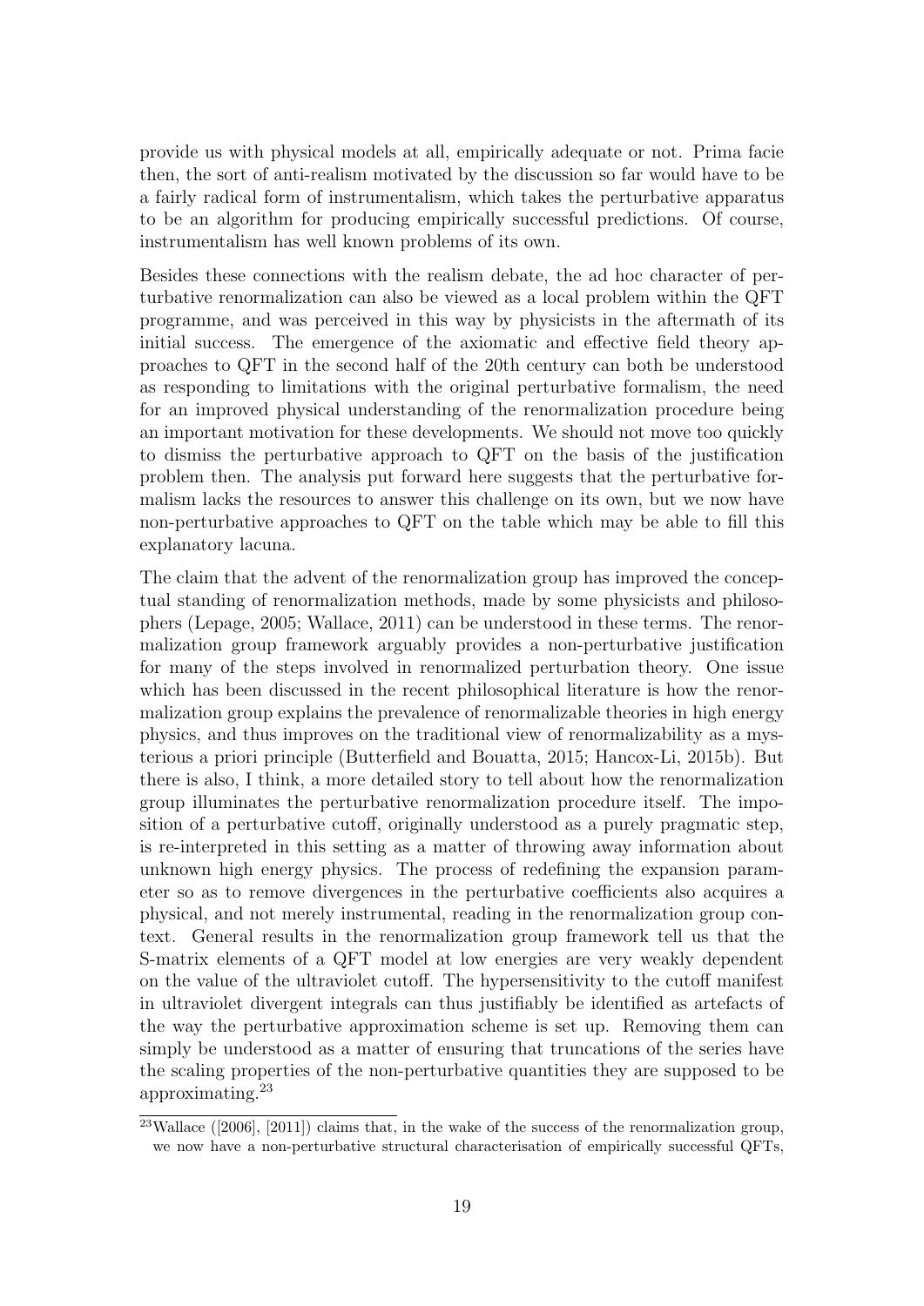provide us with physical models at all, empirically adequate or not. Prima facie then, the sort of anti-realism motivated by the discussion so far would have to be a fairly radical form of instrumentalism, which takes the perturbative apparatus to be an algorithm for producing empirically successful predictions. Of course, instrumentalism has well known problems of its own.

Besides these connections with the realism debate, the ad hoc character of perturbative renormalization can also be viewed as a local problem within the QFT programme, and was perceived in this way by physicists in the aftermath of its initial success. The emergence of the axiomatic and effective field theory approaches to QFT in the second half of the 20th century can both be understood as responding to limitations with the original perturbative formalism, the need for an improved physical understanding of the renormalization procedure being an important motivation for these developments. We should not move too quickly to dismiss the perturbative approach to QFT on the basis of the justification problem then. The analysis put forward here suggests that the perturbative formalism lacks the resources to answer this challenge on its own, but we now have non-perturbative approaches to QFT on the table which may be able to fill this explanatory lacuna.

The claim that the advent of the renormalization group has improved the conceptual standing of renormalization methods, made by some physicists and philosophers (Lepage, 2005; Wallace, 2011) can be understood in these terms. The renormalization group framework arguably provides a non-perturbative justification for many of the steps involved in renormalized perturbation theory. One issue which has been discussed in the recent philosophical literature is how the renormalization group explains the prevalence of renormalizable theories in high energy physics, and thus improves on the traditional view of renormalizability as a mysterious a priori principle (Butterfield and Bouatta, 2015; Hancox-Li, 2015b). But there is also, I think, a more detailed story to tell about how the renormalization group illuminates the perturbative renormalization procedure itself. The imposition of a perturbative cutoff, originally understood as a purely pragmatic step, is re-interpreted in this setting as a matter of throwing away information about unknown high energy physics. The process of redefining the expansion parameter so as to remove divergences in the perturbative coefficients also acquires a physical, and not merely instrumental, reading in the renormalization group context. General results in the renormalization group framework tell us that the S-matrix elements of a QFT model at low energies are very weakly dependent on the value of the ultraviolet cutoff. The hypersensitivity to the cutoff manifest in ultraviolet divergent integrals can thus justifiably be identified as artefacts of the way the perturbative approximation scheme is set up. Removing them can simply be understood as a matter of ensuring that truncations of the series have the scaling properties of the non-perturbative quantities they are supposed to be approximating.[23]

[23] Wallace ([2006], [2011]) claims that, in the wake of the success of the renormalization group, we now have a non-perturbative structural characterisation of empirically successful QFTs,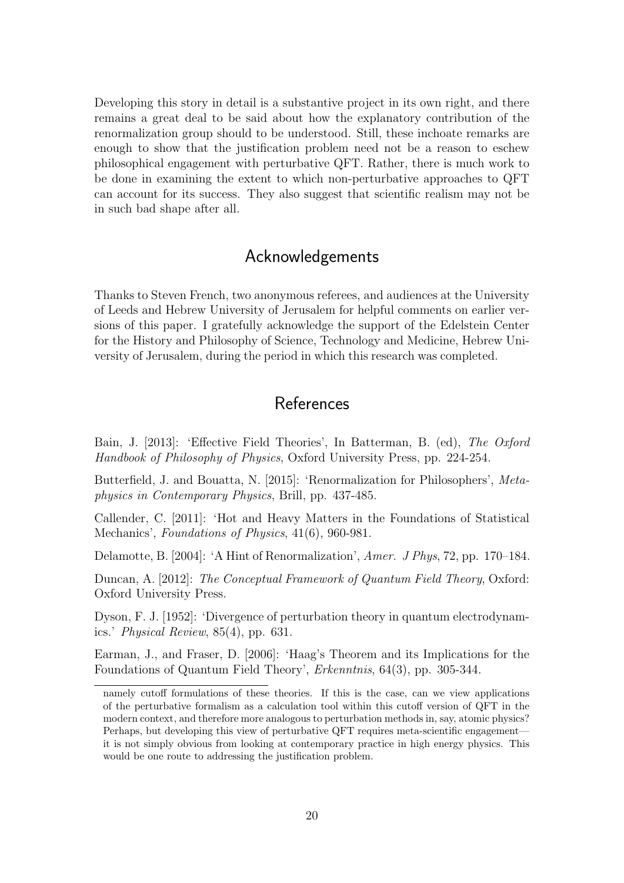Developing this story in detail is a substantive project in its own right, and there remains a great deal to be said about how the explanatory contribution of the renormalization group should to be understood. Still, these inchoate remarks are enough to show that the justification problem need not be a reason to eschew philosophical engagement with perturbative QFT. Rather, there is much work to be done in examining the extent to which non-perturbative approaches to QFT can account for its success. They also suggest that scientific realism may not be in such bad shape after all.

## Acknowledgements

Thanks to Steven French, two anonymous referees, and audiences at the University of Leeds and Hebrew University of Jerusalem for helpful comments on earlier versions of this paper. I gratefully acknowledge the support of the Edelstein Center for the History and Philosophy of Science, Technology and Medicine, Hebrew University of Jerusalem, during the period in which this research was completed.

## References

Bain, J. [2013]: 'Effective Field Theories', In Batterman, B. (ed), *The Oxford Handbook of Philosophy of Physics*, Oxford University Press, pp. 224-254.

Butterfield, J. and Bouatta, N. [2015]: 'Renormalization for Philosophers', *Metaphysics in Contemporary Physics*, Brill, pp. 437-485.

Callender, C. [2011]: 'Hot and Heavy Matters in the Foundations of Statistical Mechanics', *Foundations of Physics*, 41(6), 960-981.

Delamotte, B. [2004]: 'A Hint of Renormalization', *Amer. J Phys*, 72, pp. 170–184.

Duncan, A. [2012]: *The Conceptual Framework of Quantum Field Theory*, Oxford: Oxford University Press.

Dyson, F. J. [1952]: 'Divergence of perturbation theory in quantum electrodynamics.' *Physical Review*, 85(4), pp. 631.

Earman, J., and Fraser, D. [2006]: 'Haag's Theorem and its Implications for the Foundations of Quantum Field Theory', *Erkenntnis*, 64(3), pp. 305-344.

---

namely cutoff formulations of these theories. If this is the case, can we view applications of the perturbative formalism as a calculation tool within this cutoff version of QFT in the modern context, and therefore more analogous to perturbation methods in, say, atomic physics? Perhaps, but developing this view of perturbative QFT requires meta-scientific engagement—it is not simply obvious from looking at contemporary practice in high energy physics. This would be one route to addressing the justification problem.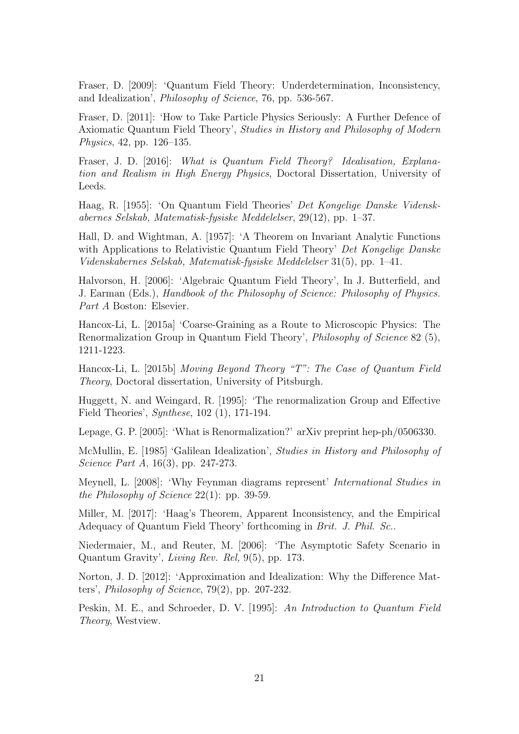Fraser, D. [2009]: 'Quantum Field Theory: Underdetermination, Inconsistency, and Idealization', *Philosophy of Science*, 76, pp. 536-567.

Fraser, D. [2011]: 'How to Take Particle Physics Seriously: A Further Defence of Axiomatic Quantum Field Theory', *Studies in History and Philosophy of Modern Physics*, 42, pp. 126–135.

Fraser, J. D. [2016]: *What is Quantum Field Theory? Idealisation, Explanation and Realism in High Energy Physics*, Doctoral Dissertation, University of Leeds.

Haag, R. [1955]: 'On Quantum Field Theories' *Det Kongelige Danske Videnskabernes Selskab, Matematisk-fysiske Meddelelser*, 29(12), pp. 1–37.

Hall, D. and Wightman, A. [1957]: 'A Theorem on Invariant Analytic Functions with Applications to Relativistic Quantum Field Theory' *Det Kongelige Danske Videnskabernes Selskab, Matematisk-fysiske Meddelelser* 31(5), pp. 1–41.

Halvorson, H. [2006]: 'Algebraic Quantum Field Theory', In J. Butterfield, and J. Earman (Eds.), *Handbook of the Philosophy of Science: Philosophy of Physics. Part A* Boston: Elsevier.

Hancox-Li, L. [2015a] 'Coarse-Graining as a Route to Microscopic Physics: The Renormalization Group in Quantum Field Theory', *Philosophy of Science* 82 (5), 1211-1223.

Hancox-Li, L. [2015b] *Moving Beyond Theory "T": The Case of Quantum Field Theory*, Doctoral dissertation, University of Pitsburgh.

Huggett, N. and Weingard, R. [1995]: 'The renormalization Group and Effective Field Theories', *Synthese*, 102 (1), 171-194.

Lepage, G. P. [2005]: 'What is Renormalization?' arXiv preprint hep-ph/0506330.

McMullin, E. [1985] 'Galilean Idealization', *Studies in History and Philosophy of Science Part A*, 16(3), pp. 247-273.

Meynell, L. [2008]: 'Why Feynman diagrams represent' *International Studies in the Philosophy of Science* 22(1): pp. 39-59.

Miller, M. [2017]: 'Haag's Theorem, Apparent Inconsistency, and the Empirical Adequacy of Quantum Field Theory' forthcoming in *Brit. J. Phil. Sc.*.

Niedermaier, M., and Reuter, M. [2006]: 'The Asymptotic Safety Scenario in Quantum Gravity', *Living Rev. Rel,* 9(5), pp. 173.

Norton, J. D. [2012]: 'Approximation and Idealization: Why the Difference Matters', *Philosophy of Science*, 79(2), pp. 207-232.

Peskin, M. E., and Schroeder, D. V. [1995]: *An Introduction to Quantum Field Theory*, Westview.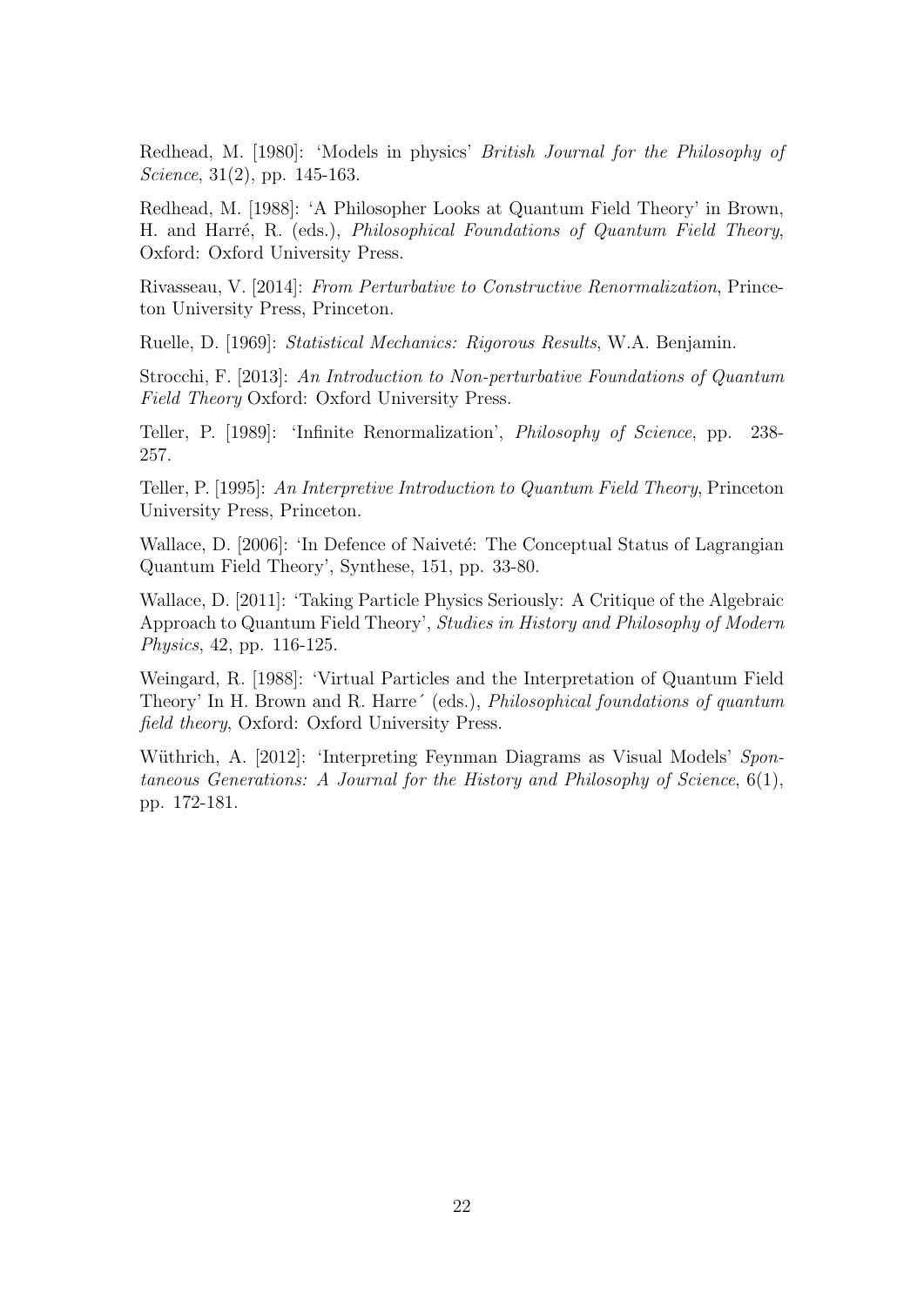Redhead, M. [1980]: 'Models in physics' *British Journal for the Philosophy of Science*, 31(2), pp. 145-163.

Redhead, M. [1988]: 'A Philosopher Looks at Quantum Field Theory' in Brown, H. and Harré, R. (eds.), *Philosophical Foundations of Quantum Field Theory*, Oxford: Oxford University Press.

Rivasseau, V. [2014]: *From Perturbative to Constructive Renormalization*, Princeton University Press, Princeton.

Ruelle, D. [1969]: *Statistical Mechanics: Rigorous Results*, W.A. Benjamin.

Strocchi, F. [2013]: *An Introduction to Non-perturbative Foundations of Quantum Field Theory* Oxford: Oxford University Press.

Teller, P. [1989]: 'Infinite Renormalization', *Philosophy of Science*, pp. 238-257.

Teller, P. [1995]: *An Interpretive Introduction to Quantum Field Theory*, Princeton University Press, Princeton.

Wallace, D. [2006]: 'In Defence of Naiveté: The Conceptual Status of Lagrangian Quantum Field Theory', Synthese, 151, pp. 33-80.

Wallace, D. [2011]: 'Taking Particle Physics Seriously: A Critique of the Algebraic Approach to Quantum Field Theory', *Studies in History and Philosophy of Modern Physics*, 42, pp. 116-125.

Weingard, R. [1988]: 'Virtual Particles and the Interpretation of Quantum Field Theory' In H. Brown and R. Harre´ (eds.), *Philosophical foundations of quantum field theory*, Oxford: Oxford University Press.

Wüthrich, A. [2012]: 'Interpreting Feynman Diagrams as Visual Models' *Spontaneous Generations: A Journal for the History and Philosophy of Science*, 6(1), pp. 172-181.